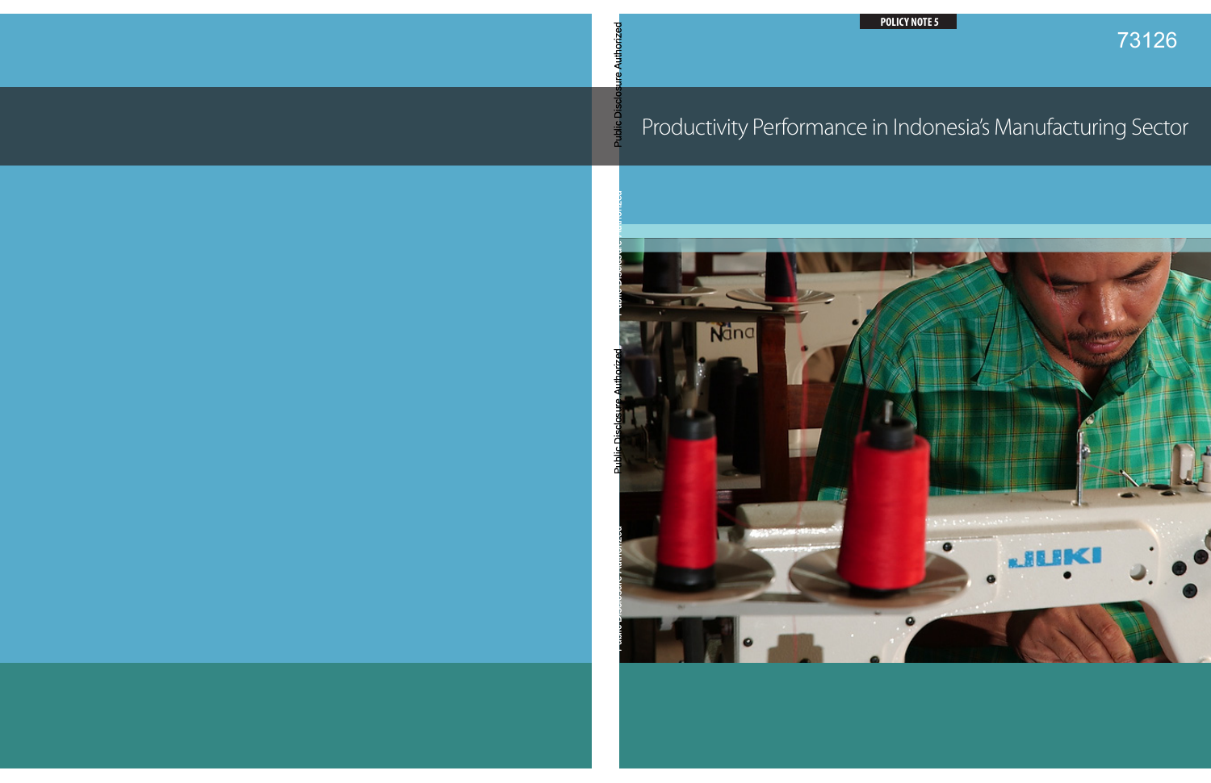POLICY NOTE 5

73126

# Productivity Performance in Indonesia's Manufacturing Sector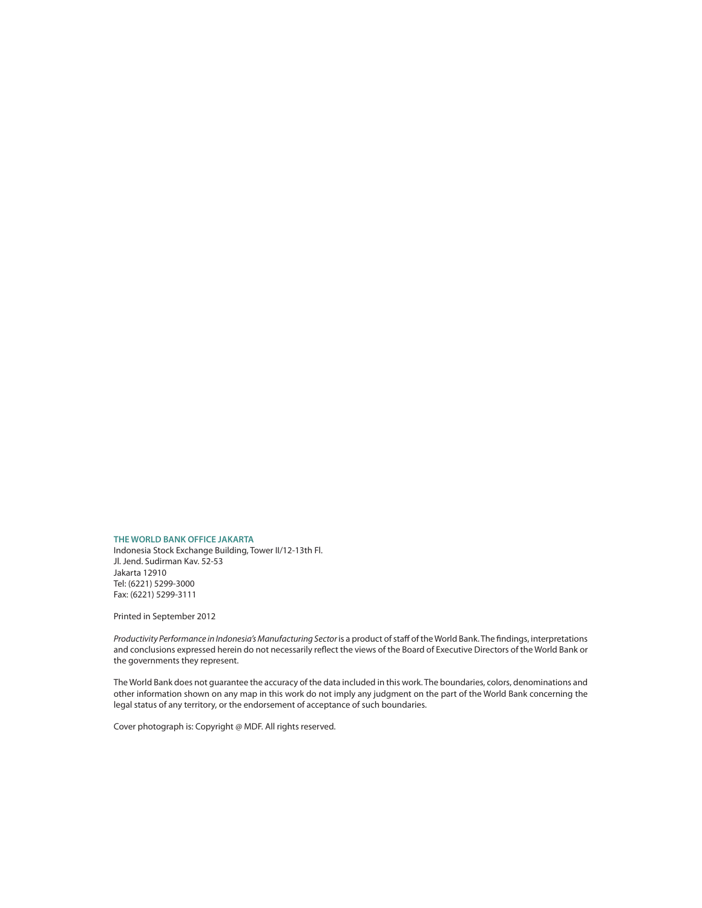**THE WORLD BANK OFFICE JAKARTA**

Indonesia Stock Exchange Building, Tower II/12-13th Fl.
Jl. Jend. Sudirman Kav. 52-53
Jakarta 12910
Tel: (6221) 5299-3000
Fax: (6221) 5299-3111

Printed in September 2012

*Productivity Performance in Indonesia's Manufacturing Sector* is a product of staff of the World Bank. The findings, interpretations and conclusions expressed herein do not necessarily reflect the views of the Board of Executive Directors of the World Bank or the governments they represent.

The World Bank does not guarantee the accuracy of the data included in this work. The boundaries, colors, denominations and other information shown on any map in this work do not imply any judgment on the part of the World Bank concerning the legal status of any territory, or the endorsement of acceptance of such boundaries.

Cover photograph is: Copyright @ MDF. All rights reserved.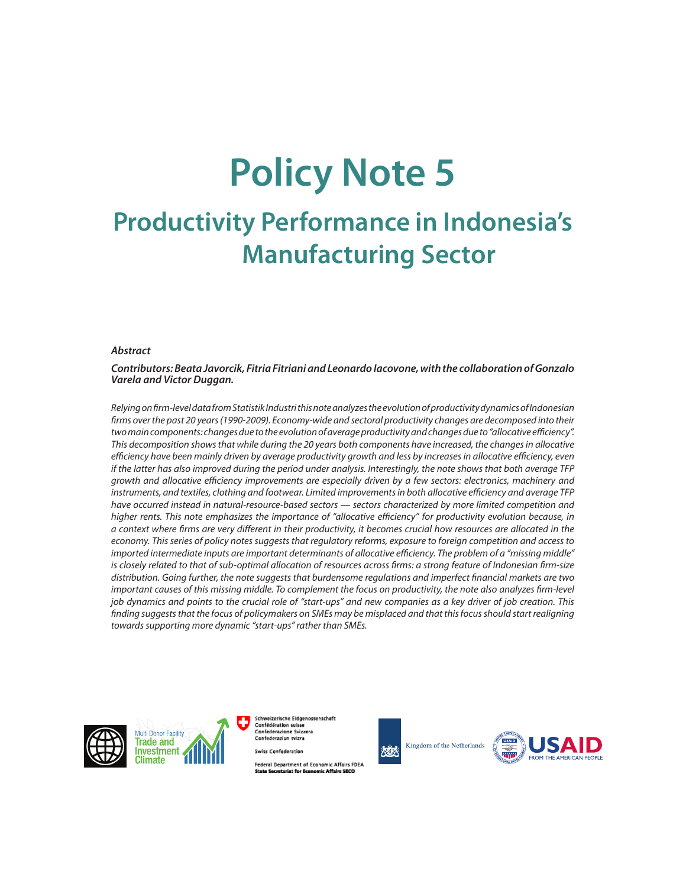# Policy Note 5

## Productivity Performance in Indonesia's Manufacturing Sector

***Abstract***

***Contributors: Beata Javorcik, Fitria Fitriani and Leonardo Iacovone, with the collaboration of Gonzalo Varela and Victor Duggan.***

*Relying on firm-level data from Statistik Industri this note analyzes the evolution of productivity dynamics of Indonesian firms over the past 20 years (1990-2009). Economy-wide and sectoral productivity changes are decomposed into their two main components: changes due to the evolution of average productivity and changes due to "allocative efficiency". This decomposition shows that while during the 20 years both components have increased, the changes in allocative efficiency have been mainly driven by average productivity growth and less by increases in allocative efficiency, even if the latter has also improved during the period under analysis. Interestingly, the note shows that both average TFP growth and allocative efficiency improvements are especially driven by a few sectors: electronics, machinery and instruments, and textiles, clothing and footwear. Limited improvements in both allocative efficiency and average TFP have occurred instead in natural-resource-based sectors — sectors characterized by more limited competition and higher rents. This note emphasizes the importance of "allocative efficiency" for productivity evolution because, in a context where firms are very different in their productivity, it becomes crucial how resources are allocated in the economy. This series of policy notes suggests that regulatory reforms, exposure to foreign competition and access to imported intermediate inputs are important determinants of allocative efficiency. The problem of a "missing middle" is closely related to that of sub-optimal allocation of resources across firms: a strong feature of Indonesian firm-size distribution. Going further, the note suggests that burdensome regulations and imperfect financial markets are two important causes of this missing middle. To complement the focus on productivity, the note also analyzes firm-level job dynamics and points to the crucial role of "start-ups" and new companies as a key driver of job creation. This finding suggests that the focus of policymakers on SMEs may be misplaced and that this focus should start realigning towards supporting more dynamic "start-ups" rather than SMEs.*

Multi Donor Facility Trade and Investment Climate

Schweizerische Eidgenossenschaft
Confédération suisse
Confederazione Svizzera
Confederaziun svizra

Swiss Confederation

Federal Department of Economic Affairs FDEA
**State Secretariat for Economic Affairs SECO**

Kingdom of the Netherlands

USAID FROM THE AMERICAN PEOPLE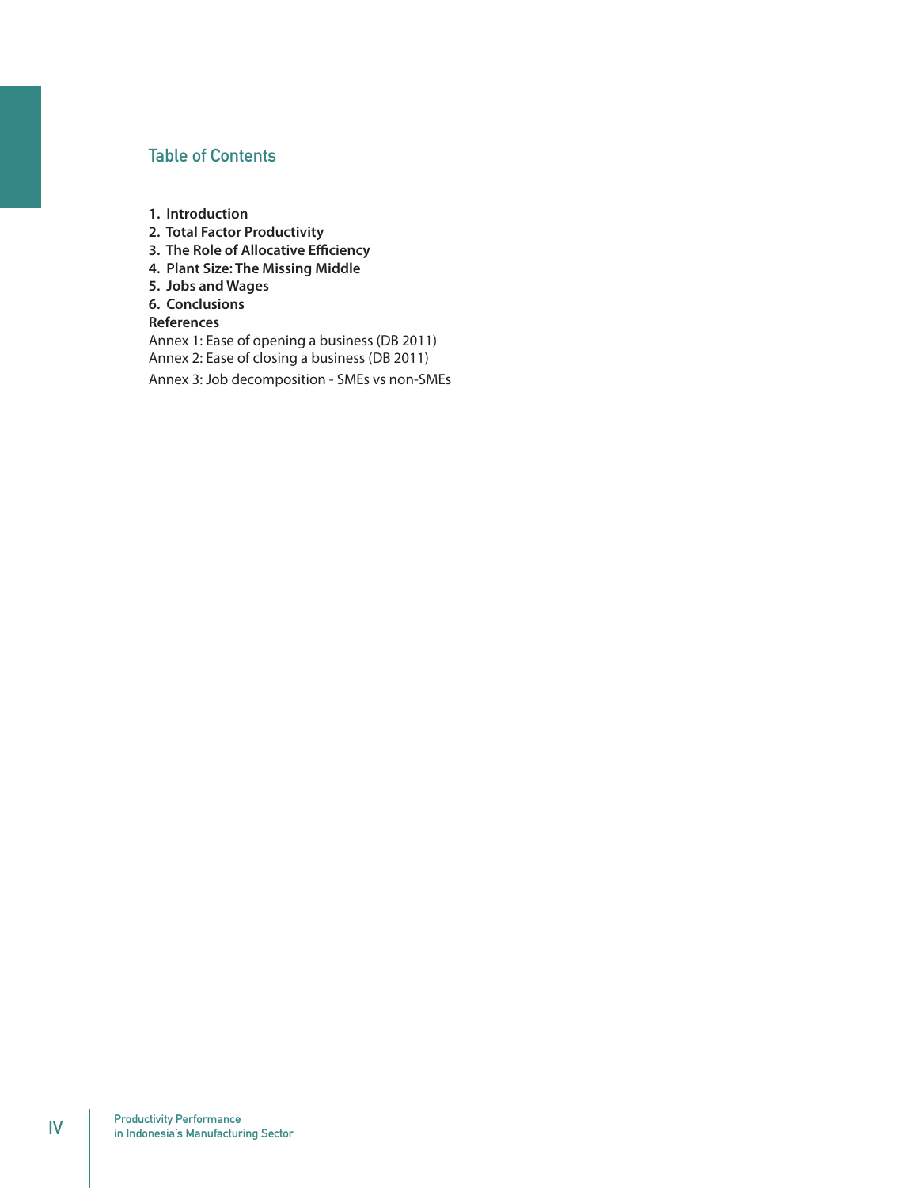## Table of Contents

**1. Introduction**
**2. Total Factor Productivity**
**3. The Role of Allocative Efficiency**
**4. Plant Size: The Missing Middle**
**5. Jobs and Wages**
**6. Conclusions**
**References**
Annex 1: Ease of opening a business (DB 2011)
Annex 2: Ease of closing a business (DB 2011)
Annex 3: Job decomposition - SMEs vs non-SMEs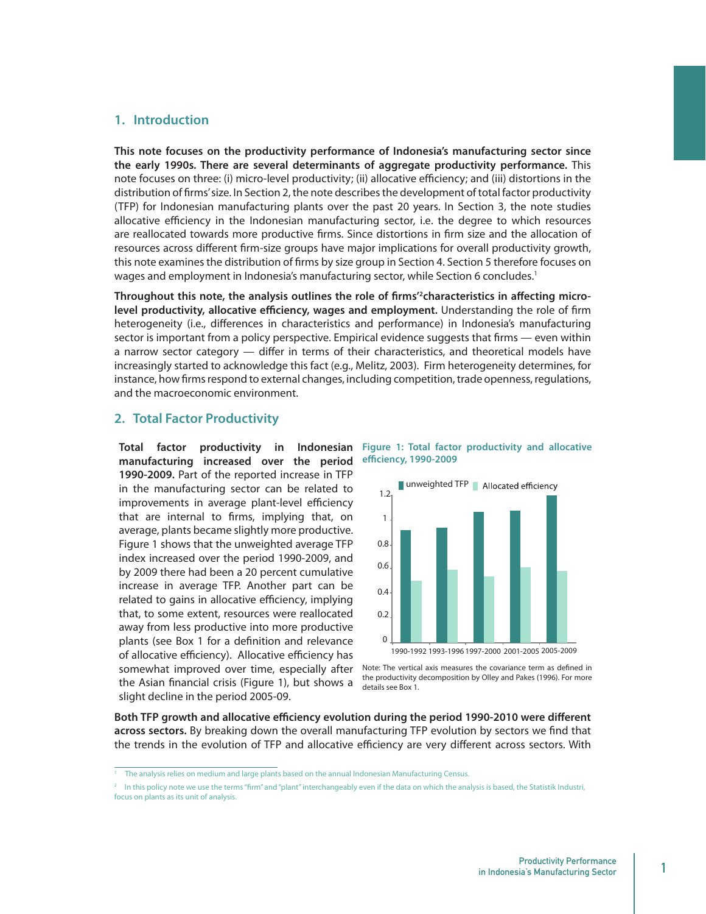## 1. Introduction

**This note focuses on the productivity performance of Indonesia's manufacturing sector since the early 1990s. There are several determinants of aggregate productivity performance.** This note focuses on three: (i) micro-level productivity; (ii) allocative efficiency; and (iii) distortions in the distribution of firms' size. In Section 2, the note describes the development of total factor productivity (TFP) for Indonesian manufacturing plants over the past 20 years. In Section 3, the note studies allocative efficiency in the Indonesian manufacturing sector, i.e. the degree to which resources are reallocated towards more productive firms. Since distortions in firm size and the allocation of resources across different firm-size groups have major implications for overall productivity growth, this note examines the distribution of firms by size group in Section 4. Section 5 therefore focuses on wages and employment in Indonesia's manufacturing sector, while Section 6 concludes.[1]

**Throughout this note, the analysis outlines the role of firms'[2]characteristics in affecting micro-level productivity, allocative efficiency, wages and employment.** Understanding the role of firm heterogeneity (i.e., differences in characteristics and performance) in Indonesia's manufacturing sector is important from a policy perspective. Empirical evidence suggests that firms — even within a narrow sector category — differ in terms of their characteristics, and theoretical models have increasingly started to acknowledge this fact (e.g., Melitz, 2003). Firm heterogeneity determines, for instance, how firms respond to external changes, including competition, trade openness, regulations, and the macroeconomic environment.

## 2. Total Factor Productivity

**Total factor productivity in Indonesian manufacturing increased over the period 1990-2009.** Part of the reported increase in TFP in the manufacturing sector can be related to improvements in average plant-level efficiency that are internal to firms, implying that, on average, plants became slightly more productive. Figure 1 shows that the unweighted average TFP index increased over the period 1990-2009, and by 2009 there had been a 20 percent cumulative increase in average TFP. Another part can be related to gains in allocative efficiency, implying that, to some extent, resources were reallocated away from less productive into more productive plants (see Box 1 for a definition and relevance of allocative efficiency). Allocative efficiency has somewhat improved over time, especially after the Asian financial crisis (Figure 1), but shows a slight decline in the period 2005-09.

**Figure 1: Total factor productivity and allocative efficiency, 1990-2009**

unweighted TFP
Allocated efficiency

1.2
1
0.8
0.6
0.4
0.2
0

1990-1992
1993-1996
1997-2000
2001-2005
2005-2009

Note: The vertical axis measures the covariance term as defined in the productivity decomposition by Olley and Pakes (1996). For more details see Box 1.

**Both TFP growth and allocative efficiency evolution during the period 1990-2010 were different across sectors.** By breaking down the overall manufacturing TFP evolution by sectors we find that the trends in the evolution of TFP and allocative efficiency are very different across sectors. With

---

[1] The analysis relies on medium and large plants based on the annual Indonesian Manufacturing Census.

[2] In this policy note we use the terms "firm" and "plant" interchangeably even if the data on which the analysis is based, the Statistik Industri, focus on plants as its unit of analysis.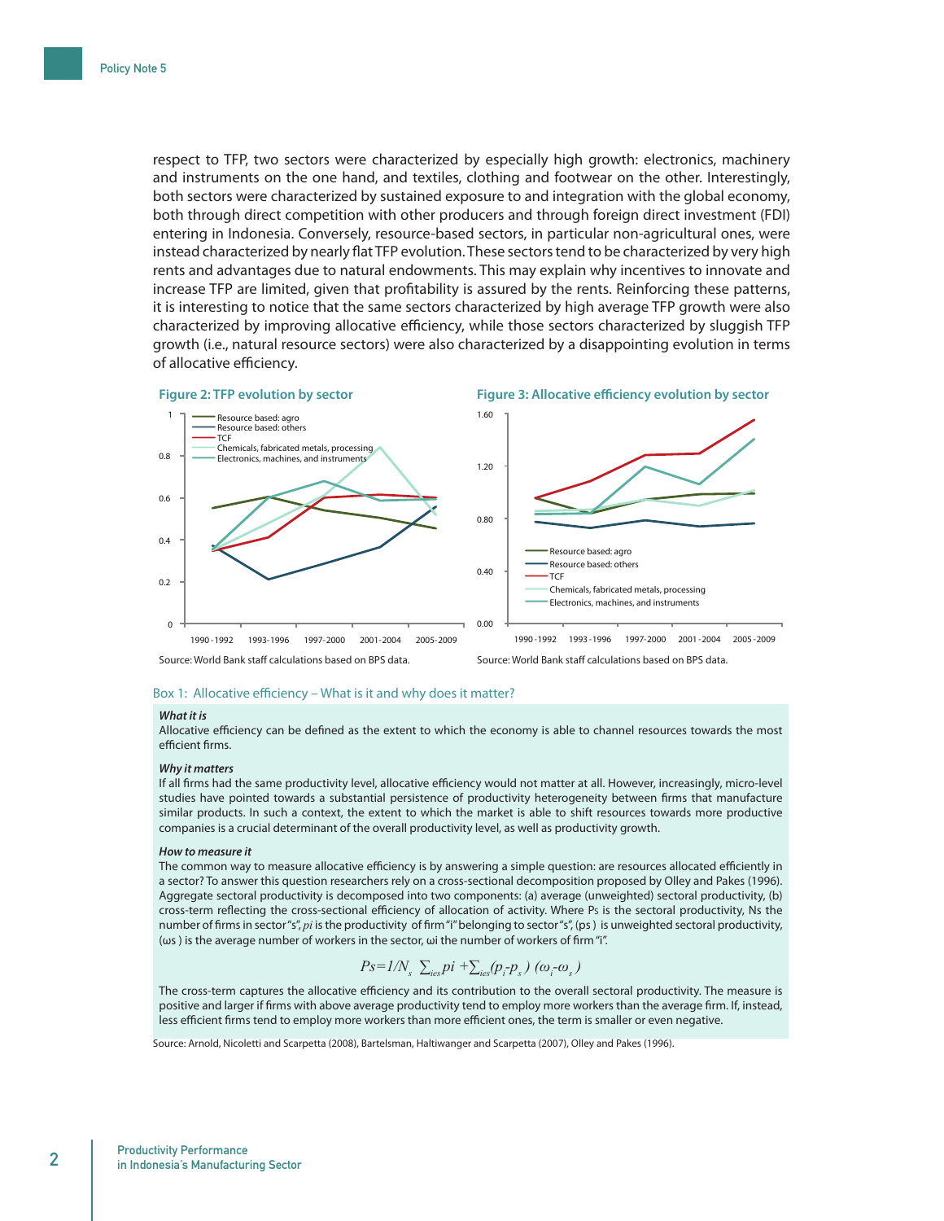respect to TFP, two sectors were characterized by especially high growth: electronics, machinery and instruments on the one hand, and textiles, clothing and footwear on the other. Interestingly, both sectors were characterized by sustained exposure to and integration with the global economy, both through direct competition with other producers and through foreign direct investment (FDI) entering in Indonesia. Conversely, resource-based sectors, in particular non-agricultural ones, were instead characterized by nearly flat TFP evolution. These sectors tend to be characterized by very high rents and advantages due to natural endowments. This may explain why incentives to innovate and increase TFP are limited, given that profitability is assured by the rents. Reinforcing these patterns, it is interesting to notice that the same sectors characterized by high average TFP growth were also characterized by improving allocative efficiency, while those sectors characterized by sluggish TFP growth (i.e., natural resource sectors) were also characterized by a disappointing evolution in terms of allocative efficiency.

**Figure 2: TFP evolution by sector**

Source: World Bank staff calculations based on BPS data.

**Figure 3: Allocative efficiency evolution by sector**

Source: World Bank staff calculations based on BPS data.

### Box 1: Allocative efficiency – What is it and why does it matter?

***What it is***

Allocative efficiency can be defined as the extent to which the economy is able to channel resources towards the most efficient firms.

***Why it matters***

If all firms had the same productivity level, allocative efficiency would not matter at all. However, increasingly, micro-level studies have pointed towards a substantial persistence of productivity heterogeneity between firms that manufacture similar products. In such a context, the extent to which the market is able to shift resources towards more productive companies is a crucial determinant of the overall productivity level, as well as productivity growth.

***How to measure it***

The common way to measure allocative efficiency is by answering a simple question: are resources allocated efficiently in a sector? To answer this question researchers rely on a cross-sectional decomposition proposed by Olley and Pakes (1996). Aggregate sectoral productivity is decomposed into two components: (a) average (unweighted) sectoral productivity, (b) cross-term reflecting the cross-sectional efficiency of allocation of activity. Where $P_s$ is the sectoral productivity, $N_s$ the number of firms in sector "s", $p_i$ is the productivity of firm "i" belonging to sector "s", ($p_s$) is unweighted sectoral productivity, ($\omega_s$) is the average number of workers in the sector, $\omega_i$ the number of workers of firm "i".

$$Ps = 1/N_s \sum_{i\epsilon s} pi + \sum_{i\epsilon s} (p_i - p_s)(\omega_i - \omega_s)$$

The cross-term captures the allocative efficiency and its contribution to the overall sectoral productivity. The measure is positive and larger if firms with above average productivity tend to employ more workers than the average firm. If, instead, less efficient firms tend to employ more workers than more efficient ones, the term is smaller or even negative.

Source: Arnold, Nicoletti and Scarpetta (2008), Bartelsman, Haltiwanger and Scarpetta (2007), Olley and Pakes (1996).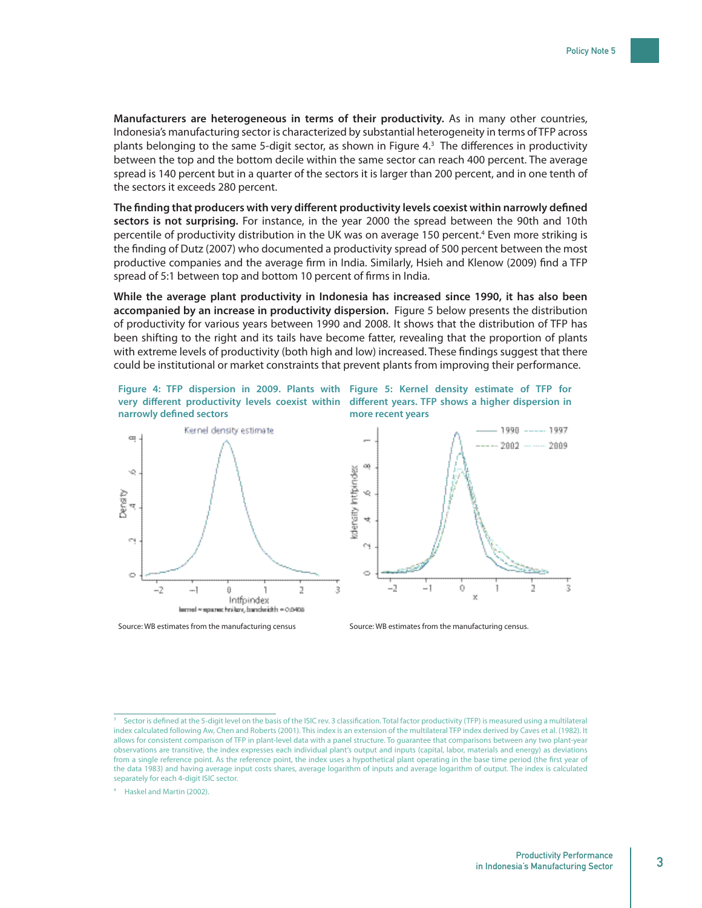**Manufacturers are heterogeneous in terms of their productivity.** As in many other countries, Indonesia's manufacturing sector is characterized by substantial heterogeneity in terms of TFP across plants belonging to the same 5-digit sector, as shown in Figure 4.[3] The differences in productivity between the top and the bottom decile within the same sector can reach 400 percent. The average spread is 140 percent but in a quarter of the sectors it is larger than 200 percent, and in one tenth of the sectors it exceeds 280 percent.

**The finding that producers with very different productivity levels coexist within narrowly defined sectors is not surprising.** For instance, in the year 2000 the spread between the 90th and 10th percentile of productivity distribution in the UK was on average 150 percent.[4] Even more striking is the finding of Dutz (2007) who documented a productivity spread of 500 percent between the most productive companies and the average firm in India. Similarly, Hsieh and Klenow (2009) find a TFP spread of 5:1 between top and bottom 10 percent of firms in India.

**While the average plant productivity in Indonesia has increased since 1990, it has also been accompanied by an increase in productivity dispersion.** Figure 5 below presents the distribution of productivity for various years between 1990 and 2008. It shows that the distribution of TFP has been shifting to the right and its tails have become fatter, revealing that the proportion of plants with extreme levels of productivity (both high and low) increased. These findings suggest that there could be institutional or market constraints that prevent plants from improving their performance.

**Figure 4: TFP dispersion in 2009. Plants with very different productivity levels coexist within narrowly defined sectors**

Kernel density estimate

Density

0 .2 .4 .6 .8

−2 −1 0 1 2 3

lntfpindex

kernel = epanechnikov, bandwidth = 0.0408

Source: WB estimates from the manufacturing census

**Figure 5: Kernel density estimate of TFP for different years. TFP shows a higher dispersion in more recent years**

1990 1997 2002 2009

kdensity lntfpindex

0 .2 .4 .6 .8 1

−2 −1 0 1 2 3

x

Source: WB estimates from the manufacturing census.

---

[3] Sector is defined at the 5-digit level on the basis of the ISIC rev. 3 classification. Total factor productivity (TFP) is measured using a multilateral index calculated following Aw, Chen and Roberts (2001). This index is an extension of the multilateral TFP index derived by Caves et al. (1982). It allows for consistent comparison of TFP in plant-level data with a panel structure. To guarantee that comparisons between any two plant-year observations are transitive, the index expresses each individual plant's output and inputs (capital, labor, materials and energy) as deviations from a single reference point. As the reference point, the index uses a hypothetical plant operating in the base time period (the first year of the data 1983) and having average input costs shares, average logarithm of inputs and average logarithm of output. The index is calculated separately for each 4-digit ISIC sector.

[4] Haskel and Martin (2002).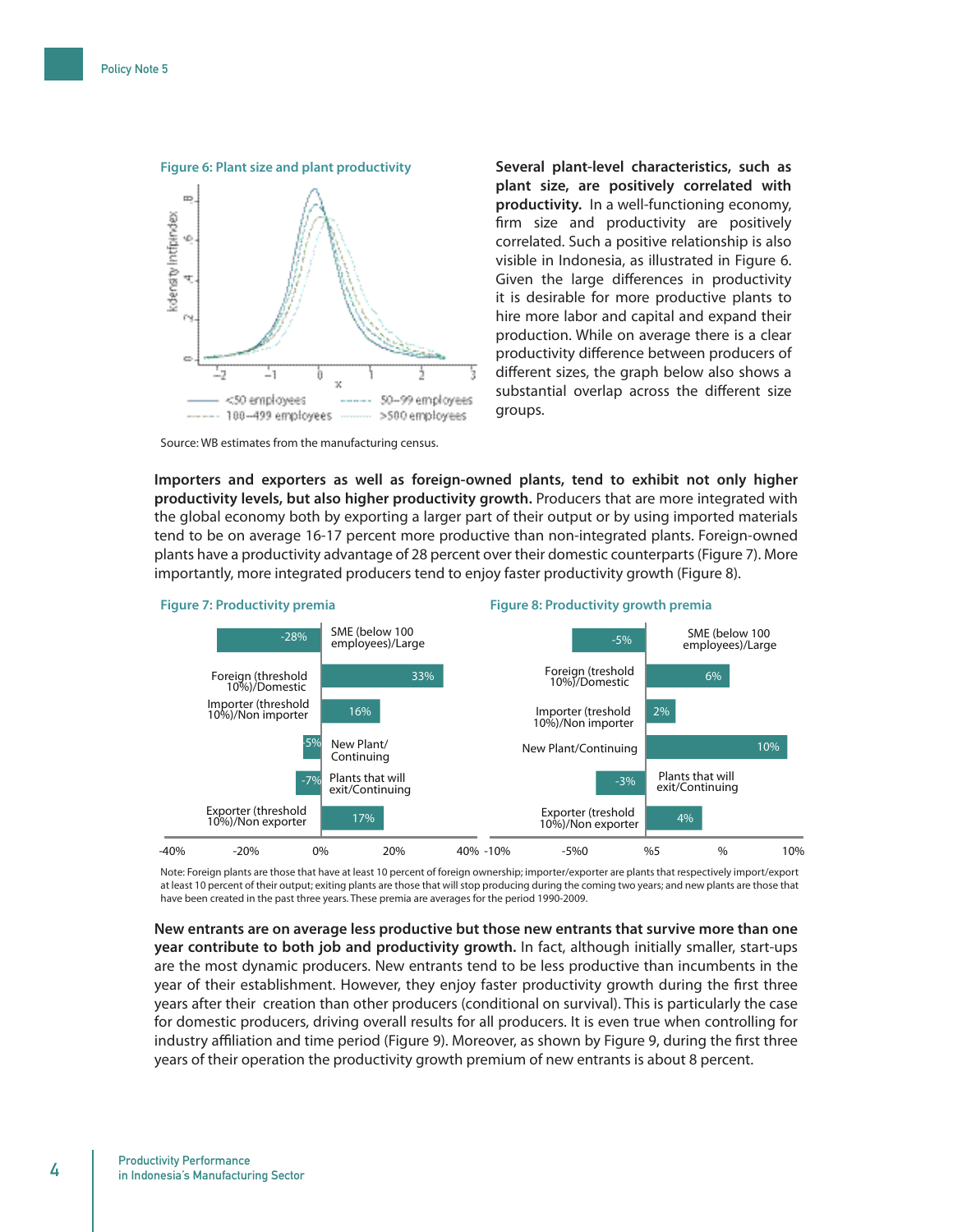Figure 6: Plant size and plant productivity

kdensity lntfpindex

0 .2 .4 .6 .8

-2 -1 0 1 2 3

x

<50 employees
50–99 employees
100–499 employees
>500 employees

Source: WB estimates from the manufacturing census.

**Several plant-level characteristics, such as plant size, are positively correlated with productivity.** In a well-functioning economy, firm size and productivity are positively correlated. Such a positive relationship is also visible in Indonesia, as illustrated in Figure 6. Given the large differences in productivity it is desirable for more productive plants to hire more labor and capital and expand their production. While on average there is a clear productivity difference between producers of different sizes, the graph below also shows a substantial overlap across the different size groups.

**Importers and exporters as well as foreign-owned plants, tend to exhibit not only higher productivity levels, but also higher productivity growth.** Producers that are more integrated with the global economy both by exporting a larger part of their output or by using imported materials tend to be on average 16-17 percent more productive than non-integrated plants. Foreign-owned plants have a productivity advantage of 28 percent over their domestic counterparts (Figure 7). More importantly, more integrated producers tend to enjoy faster productivity growth (Figure 8).

Figure 7: Productivity premia

SME (below 100 employees)/Large -28%
Foreign (threshold 10%)/Domestic 33%
Importer (threshold 10%)/Non importer 16%
New Plant/ Continuing -5%
Plants that will exit/Continuing -7%
Exporter (threshold 10%)/Non exporter 17%

-40% -20% 0% 20% 40%

Figure 8: Productivity growth premia

SME (below 100 employees)/Large -5%
Foreign (treshold 10%)/Domestic 6%
Importer (treshold 10%)/Non importer 2%
New Plant/Continuing 10%
Plants that will exit/Continuing -3%
Exporter (treshold 10%)/Non exporter 4%

-10% -5%0 %5 % 10%

Note: Foreign plants are those that have at least 10 percent of foreign ownership; importer/exporter are plants that respectively import/export at least 10 percent of their output; exiting plants are those that will stop producing during the coming two years; and new plants are those that have been created in the past three years. These premia are averages for the period 1990-2009.

**New entrants are on average less productive but those new entrants that survive more than one year contribute to both job and productivity growth.** In fact, although initially smaller, start-ups are the most dynamic producers. New entrants tend to be less productive than incumbents in the year of their establishment. However, they enjoy faster productivity growth during the first three years after their creation than other producers (conditional on survival). This is particularly the case for domestic producers, driving overall results for all producers. It is even true when controlling for industry affiliation and time period (Figure 9). Moreover, as shown by Figure 9, during the first three years of their operation the productivity growth premium of new entrants is about 8 percent.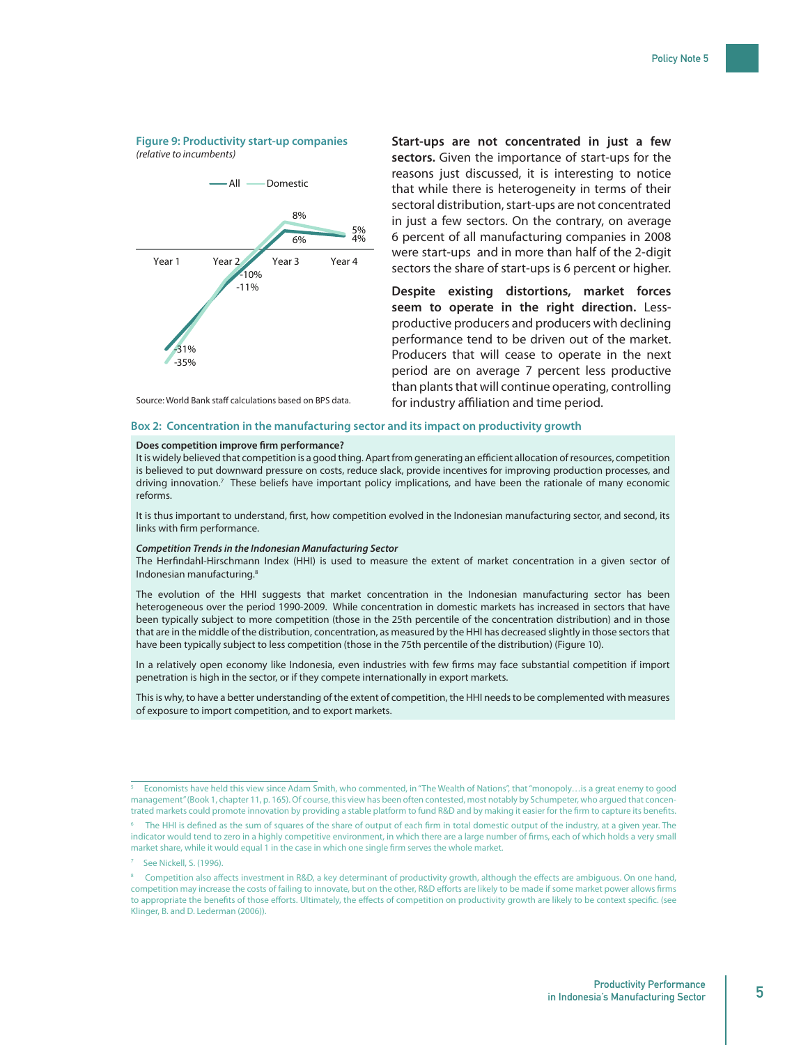**Figure 9: Productivity start-up companies**
*(relative to incumbents)*

All
Domestic

Year 1
Year 2
Year 3
Year 4

-31%
-35%
-10%
-11%
8%
6%
5%
4%

Source: World Bank staff calculations based on BPS data.

**Start-ups are not concentrated in just a few sectors.** Given the importance of start-ups for the reasons just discussed, it is interesting to notice that while there is heterogeneity in terms of their sectoral distribution, start-ups are not concentrated in just a few sectors. On the contrary, on average 6 percent of all manufacturing companies in 2008 were start-ups and in more than half of the 2-digit sectors the share of start-ups is 6 percent or higher.

**Despite existing distortions, market forces seem to operate in the right direction.** Less-productive producers and producers with declining performance tend to be driven out of the market. Producers that will cease to operate in the next period are on average 7 percent less productive than plants that will continue operating, controlling for industry affiliation and time period.

## Box 2: Concentration in the manufacturing sector and its impact on productivity growth

**Does competition improve firm performance?**

It is widely believed that competition is a good thing. Apart from generating an efficient allocation of resources, competition is believed to put downward pressure on costs, reduce slack, provide incentives for improving production processes, and driving innovation.[7] These beliefs have important policy implications, and have been the rationale of many economic reforms.

It is thus important to understand, first, how competition evolved in the Indonesian manufacturing sector, and second, its links with firm performance.

***Competition Trends in the Indonesian Manufacturing Sector***

The Herfindahl-Hirschmann Index (HHI) is used to measure the extent of market concentration in a given sector of Indonesian manufacturing.[8]

The evolution of the HHI suggests that market concentration in the Indonesian manufacturing sector has been heterogeneous over the period 1990-2009. While concentration in domestic markets has increased in sectors that have been typically subject to more competition (those in the 25th percentile of the concentration distribution) and in those that are in the middle of the distribution, concentration, as measured by the HHI has decreased slightly in those sectors that have been typically subject to less competition (those in the 75th percentile of the distribution) (Figure 10).

In a relatively open economy like Indonesia, even industries with few firms may face substantial competition if import penetration is high in the sector, or if they compete internationally in export markets.

This is why, to have a better understanding of the extent of competition, the HHI needs to be complemented with measures of exposure to import competition, and to export markets.

---

[5] Economists have held this view since Adam Smith, who commented, in "The Wealth of Nations", that "monopoly…is a great enemy to good management" (Book 1, chapter 11, p. 165). Of course, this view has been often contested, most notably by Schumpeter, who argued that concentrated markets could promote innovation by providing a stable platform to fund R&D and by making it easier for the firm to capture its benefits.

[6] The HHI is defined as the sum of squares of the share of output of each firm in total domestic output of the industry, at a given year. The indicator would tend to zero in a highly competitive environment, in which there are a large number of firms, each of which holds a very small market share, while it would equal 1 in the case in which one single firm serves the whole market.

[7] See Nickell, S. (1996).

[8] Competition also affects investment in R&D, a key determinant of productivity growth, although the effects are ambiguous. On one hand, competition may increase the costs of failing to innovate, but on the other, R&D efforts are likely to be made if some market power allows firms to appropriate the benefits of those efforts. Ultimately, the effects of competition on productivity growth are likely to be context specific. (see Klinger, B. and D. Lederman (2006)).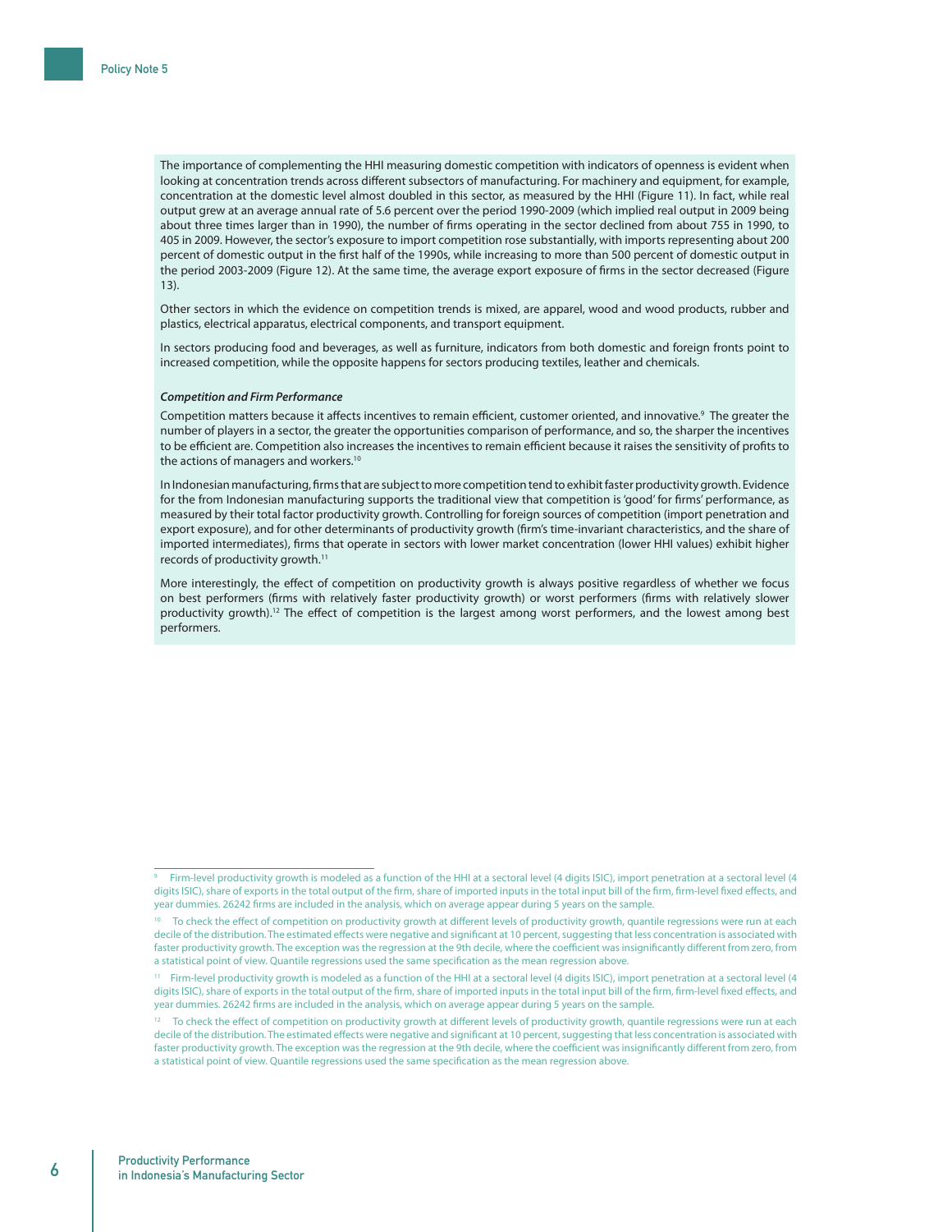The importance of complementing the HHI measuring domestic competition with indicators of openness is evident when looking at concentration trends across different subsectors of manufacturing. For machinery and equipment, for example, concentration at the domestic level almost doubled in this sector, as measured by the HHI (Figure 11). In fact, while real output grew at an average annual rate of 5.6 percent over the period 1990-2009 (which implied real output in 2009 being about three times larger than in 1990), the number of firms operating in the sector declined from about 755 in 1990, to 405 in 2009. However, the sector's exposure to import competition rose substantially, with imports representing about 200 percent of domestic output in the first half of the 1990s, while increasing to more than 500 percent of domestic output in the period 2003-2009 (Figure 12). At the same time, the average export exposure of firms in the sector decreased (Figure 13).

Other sectors in which the evidence on competition trends is mixed, are apparel, wood and wood products, rubber and plastics, electrical apparatus, electrical components, and transport equipment.

In sectors producing food and beverages, as well as furniture, indicators from both domestic and foreign fronts point to increased competition, while the opposite happens for sectors producing textiles, leather and chemicals.

***Competition and Firm Performance***

Competition matters because it affects incentives to remain efficient, customer oriented, and innovative.[9] The greater the number of players in a sector, the greater the opportunities comparison of performance, and so, the sharper the incentives to be efficient are. Competition also increases the incentives to remain efficient because it raises the sensitivity of profits to the actions of managers and workers.[10]

In Indonesian manufacturing, firms that are subject to more competition tend to exhibit faster productivity growth. Evidence for the from Indonesian manufacturing supports the traditional view that competition is 'good' for firms' performance, as measured by their total factor productivity growth. Controlling for foreign sources of competition (import penetration and export exposure), and for other determinants of productivity growth (firm's time-invariant characteristics, and the share of imported intermediates), firms that operate in sectors with lower market concentration (lower HHI values) exhibit higher records of productivity growth.[11]

More interestingly, the effect of competition on productivity growth is always positive regardless of whether we focus on best performers (firms with relatively faster productivity growth) or worst performers (firms with relatively slower productivity growth).[12] The effect of competition is the largest among worst performers, and the lowest among best performers.

---

[9] Firm-level productivity growth is modeled as a function of the HHI at a sectoral level (4 digits ISIC), import penetration at a sectoral level (4 digits ISIC), share of exports in the total output of the firm, share of imported inputs in the total input bill of the firm, firm-level fixed effects, and year dummies. 26242 firms are included in the analysis, which on average appear during 5 years on the sample.

[10] To check the effect of competition on productivity growth at different levels of productivity growth, quantile regressions were run at each decile of the distribution. The estimated effects were negative and significant at 10 percent, suggesting that less concentration is associated with faster productivity growth. The exception was the regression at the 9th decile, where the coefficient was insignificantly different from zero, from a statistical point of view. Quantile regressions used the same specification as the mean regression above.

[11] Firm-level productivity growth is modeled as a function of the HHI at a sectoral level (4 digits ISIC), import penetration at a sectoral level (4 digits ISIC), share of exports in the total output of the firm, share of imported inputs in the total input bill of the firm, firm-level fixed effects, and year dummies. 26242 firms are included in the analysis, which on average appear during 5 years on the sample.

[12] To check the effect of competition on productivity growth at different levels of productivity growth, quantile regressions were run at each decile of the distribution. The estimated effects were negative and significant at 10 percent, suggesting that less concentration is associated with faster productivity growth. The exception was the regression at the 9th decile, where the coefficient was insignificantly different from zero, from a statistical point of view. Quantile regressions used the same specification as the mean regression above.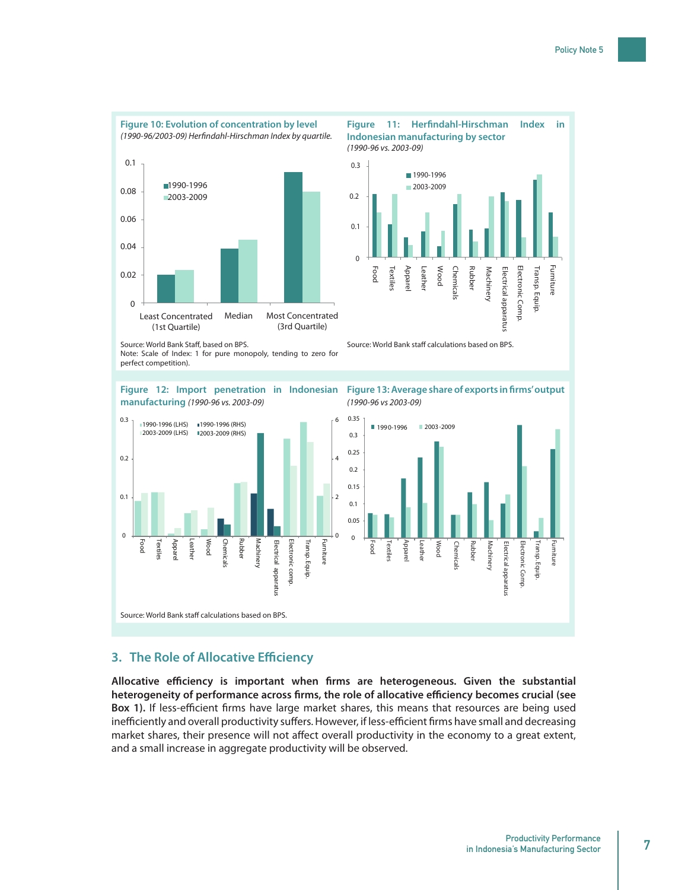**Figure 10: Evolution of concentration by level**
*(1990-96/2003-09) Herfindahl-Hirschman Index by quartile.*

0.1
0.08
0.06
0.04
0.02
0

1990-1996
2003-2009

Least Concentrated (1st Quartile)
Median
Most Concentrated (3rd Quartile)

Source: World Bank Staff, based on BPS.
Note: Scale of Index: 1 for pure monopoly, tending to zero for perfect competition).

**Figure 11: Herfindahl-Hirschman Index in Indonesian manufacturing by sector**
*(1990-96 vs. 2003-09)*

0.3
0.2
0.1
0

1990-1996
2003-2009

Food
Textiles
Apparel
Leather
Wood
Chemicals
Rubber
Machinery
Electrical apparatus
Electronic Comp.
Transp. Equip.
Furniture

Source: World Bank staff calculations based on BPS.

**Figure 12: Import penetration in Indonesian manufacturing** *(1990-96 vs. 2003-09)*

0.3
0.2
0.1
0

6
4
2
0

1990-1996 (LHS)
2003-2009 (LHS)
1990-1996 (RHS)
2003-2009 (RHS)

Food
Textiles
Apparel
Leather
Wood
Chemicals
Rubber
Machinery
Electrical apparatus
Electronic comp.
Transp. Equip.
Furniture

**Figure 13: Average share of exports in firms' output**
*(1990-96 vs 2003-09)*

0.35
0.3
0.25
0.2
0.15
0.1
0.05
0

1990-1996
2003-2009

Food
Textiles
Apparel
Leather
Wood
Chemicals
Rubber
Machinery
Electrical apparatus
Electronic Comp.
Transp. Equip.
Furniture

Source: World Bank staff calculations based on BPS.

## 3. The Role of Allocative Efficiency

**Allocative efficiency is important when firms are heterogeneous. Given the substantial heterogeneity of performance across firms, the role of allocative efficiency becomes crucial (see Box 1).** If less-efficient firms have large market shares, this means that resources are being used inefficiently and overall productivity suffers. However, if less-efficient firms have small and decreasing market shares, their presence will not affect overall productivity in the economy to a great extent, and a small increase in aggregate productivity will be observed.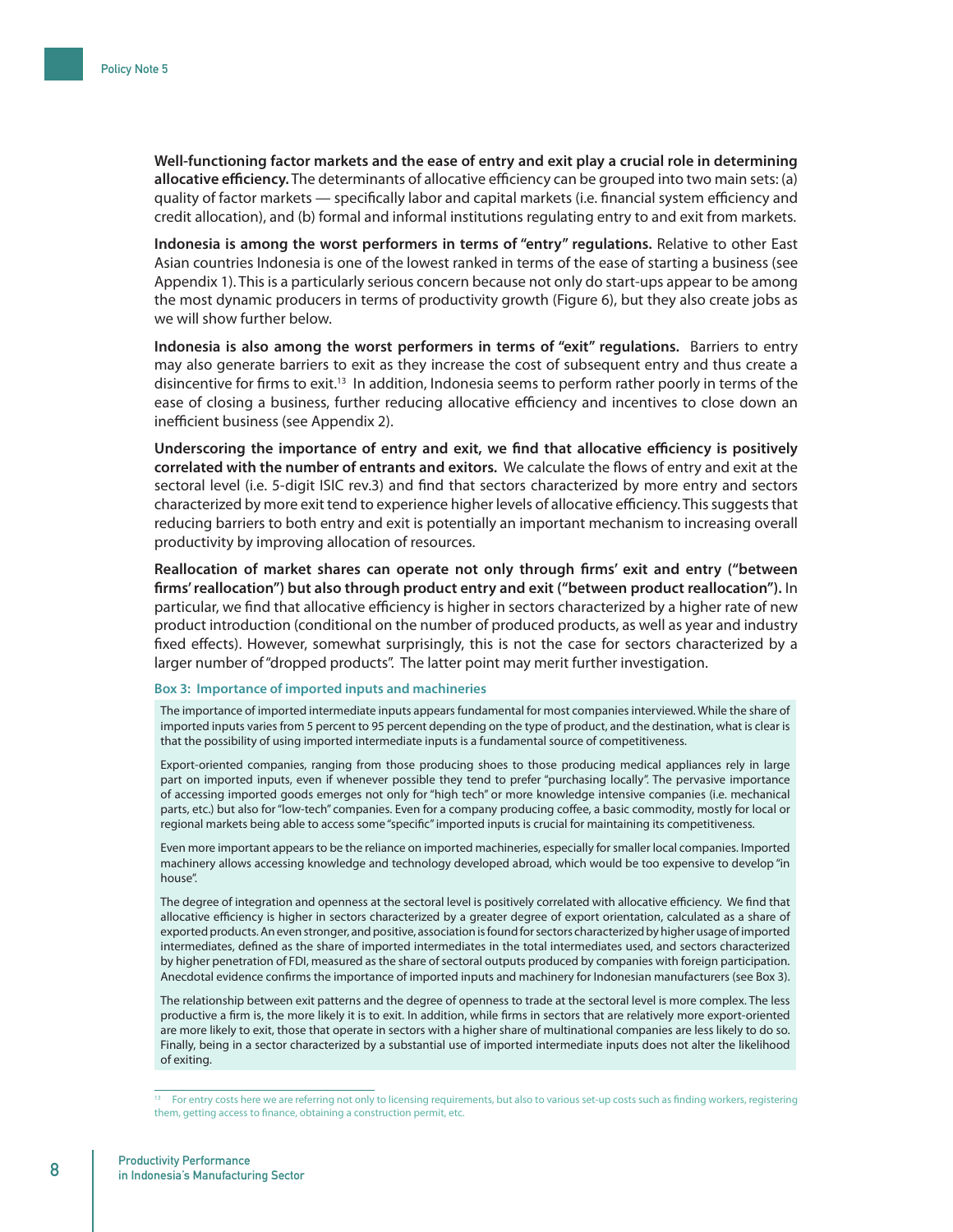**Well-functioning factor markets and the ease of entry and exit play a crucial role in determining allocative efficiency.** The determinants of allocative efficiency can be grouped into two main sets: (a) quality of factor markets — specifically labor and capital markets (i.e. financial system efficiency and credit allocation), and (b) formal and informal institutions regulating entry to and exit from markets.

**Indonesia is among the worst performers in terms of "entry" regulations.** Relative to other East Asian countries Indonesia is one of the lowest ranked in terms of the ease of starting a business (see Appendix 1). This is a particularly serious concern because not only do start-ups appear to be among the most dynamic producers in terms of productivity growth (Figure 6), but they also create jobs as we will show further below.

**Indonesia is also among the worst performers in terms of "exit" regulations.** Barriers to entry may also generate barriers to exit as they increase the cost of subsequent entry and thus create a disincentive for firms to exit.[13] In addition, Indonesia seems to perform rather poorly in terms of the ease of closing a business, further reducing allocative efficiency and incentives to close down an inefficient business (see Appendix 2).

**Underscoring the importance of entry and exit, we find that allocative efficiency is positively correlated with the number of entrants and exitors.** We calculate the flows of entry and exit at the sectoral level (i.e. 5-digit ISIC rev.3) and find that sectors characterized by more entry and sectors characterized by more exit tend to experience higher levels of allocative efficiency. This suggests that reducing barriers to both entry and exit is potentially an important mechanism to increasing overall productivity by improving allocation of resources.

**Reallocation of market shares can operate not only through firms' exit and entry ("between firms' reallocation") but also through product entry and exit ("between product reallocation").** In particular, we find that allocative efficiency is higher in sectors characterized by a higher rate of new product introduction (conditional on the number of produced products, as well as year and industry fixed effects). However, somewhat surprisingly, this is not the case for sectors characterized by a larger number of "dropped products". The latter point may merit further investigation.

**Box 3: Importance of imported inputs and machineries**

The importance of imported intermediate inputs appears fundamental for most companies interviewed. While the share of imported inputs varies from 5 percent to 95 percent depending on the type of product, and the destination, what is clear is that the possibility of using imported intermediate inputs is a fundamental source of competitiveness.

Export-oriented companies, ranging from those producing shoes to those producing medical appliances rely in large part on imported inputs, even if whenever possible they tend to prefer "purchasing locally". The pervasive importance of accessing imported goods emerges not only for "high tech" or more knowledge intensive companies (i.e. mechanical parts, etc.) but also for "low-tech" companies. Even for a company producing coffee, a basic commodity, mostly for local or regional markets being able to access some "specific" imported inputs is crucial for maintaining its competitiveness.

Even more important appears to be the reliance on imported machineries, especially for smaller local companies. Imported machinery allows accessing knowledge and technology developed abroad, which would be too expensive to develop "in house".

The degree of integration and openness at the sectoral level is positively correlated with allocative efficiency. We find that allocative efficiency is higher in sectors characterized by a greater degree of export orientation, calculated as a share of exported products. An even stronger, and positive, association is found for sectors characterized by higher usage of imported intermediates, defined as the share of imported intermediates in the total intermediates used, and sectors characterized by higher penetration of FDI, measured as the share of sectoral outputs produced by companies with foreign participation. Anecdotal evidence confirms the importance of imported inputs and machinery for Indonesian manufacturers (see Box 3).

The relationship between exit patterns and the degree of openness to trade at the sectoral level is more complex. The less productive a firm is, the more likely it is to exit. In addition, while firms in sectors that are relatively more export-oriented are more likely to exit, those that operate in sectors with a higher share of multinational companies are less likely to do so. Finally, being in a sector characterized by a substantial use of imported intermediate inputs does not alter the likelihood of exiting.

[13] For entry costs here we are referring not only to licensing requirements, but also to various set-up costs such as finding workers, registering them, getting access to finance, obtaining a construction permit, etc.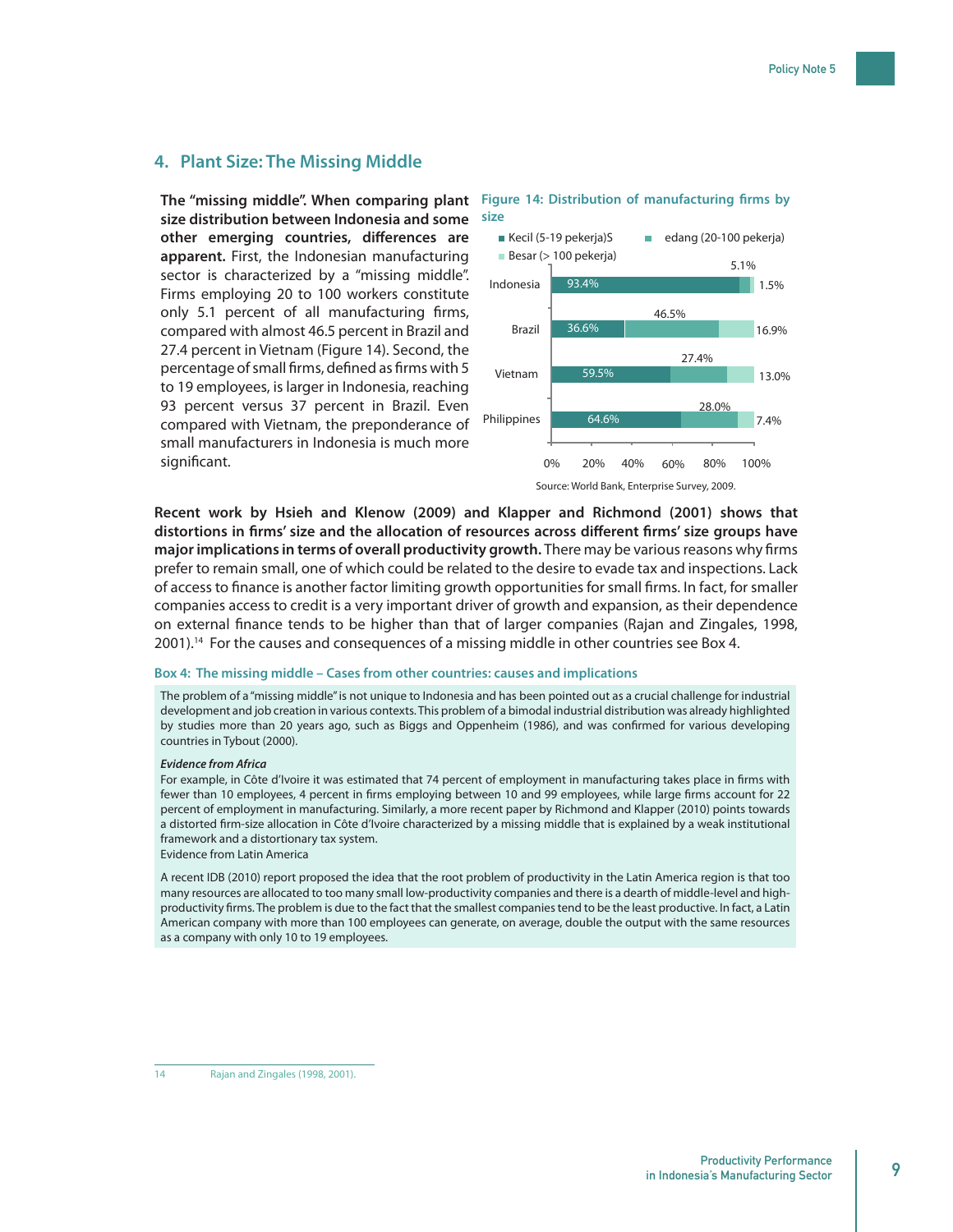## 4. Plant Size: The Missing Middle

**The "missing middle". When comparing plant size distribution between Indonesia and some other emerging countries, differences are apparent.** First, the Indonesian manufacturing sector is characterized by a "missing middle". Firms employing 20 to 100 workers constitute only 5.1 percent of all manufacturing firms, compared with almost 46.5 percent in Brazil and 27.4 percent in Vietnam (Figure 14). Second, the percentage of small firms, defined as firms with 5 to 19 employees, is larger in Indonesia, reaching 93 percent versus 37 percent in Brazil. Even compared with Vietnam, the preponderance of small manufacturers in Indonesia is much more significant.

**Figure 14: Distribution of manufacturing firms by size**

Kecil (5-19 pekerja)S
edang (20-100 pekerja)
Besar (> 100 pekerja)

Indonesia: 93.4%, 5.1%, 1.5%
Brazil: 36.6%, 46.5%, 16.9%
Vietnam: 59.5%, 27.4%, 13.0%
Philippines: 64.6%, 28.0%, 7.4%

0% 20% 40% 60% 80% 100%

Source: World Bank, Enterprise Survey, 2009.

**Recent work by Hsieh and Klenow (2009) and Klapper and Richmond (2001) shows that distortions in firms' size and the allocation of resources across different firms' size groups have major implications in terms of overall productivity growth.** There may be various reasons why firms prefer to remain small, one of which could be related to the desire to evade tax and inspections. Lack of access to finance is another factor limiting growth opportunities for small firms. In fact, for smaller companies access to credit is a very important driver of growth and expansion, as their dependence on external finance tends to be higher than that of larger companies (Rajan and Zingales, 1998, 2001).[14] For the causes and consequences of a missing middle in other countries see Box 4.

**Box 4: The missing middle – Cases from other countries: causes and implications**

The problem of a "missing middle" is not unique to Indonesia and has been pointed out as a crucial challenge for industrial development and job creation in various contexts. This problem of a bimodal industrial distribution was already highlighted by studies more than 20 years ago, such as Biggs and Oppenheim (1986), and was confirmed for various developing countries in Tybout (2000).

***Evidence from Africa***

For example, in Côte d'Ivoire it was estimated that 74 percent of employment in manufacturing takes place in firms with fewer than 10 employees, 4 percent in firms employing between 10 and 99 employees, while large firms account for 22 percent of employment in manufacturing. Similarly, a more recent paper by Richmond and Klapper (2010) points towards a distorted firm-size allocation in Côte d'Ivoire characterized by a missing middle that is explained by a weak institutional framework and a distortionary tax system.

Evidence from Latin America

A recent IDB (2010) report proposed the idea that the root problem of productivity in the Latin America region is that too many resources are allocated to too many small low-productivity companies and there is a dearth of middle-level and high-productivity firms. The problem is due to the fact that the smallest companies tend to be the least productive. In fact, a Latin American company with more than 100 employees can generate, on average, double the output with the same resources as a company with only 10 to 19 employees.

---

14 Rajan and Zingales (1998, 2001).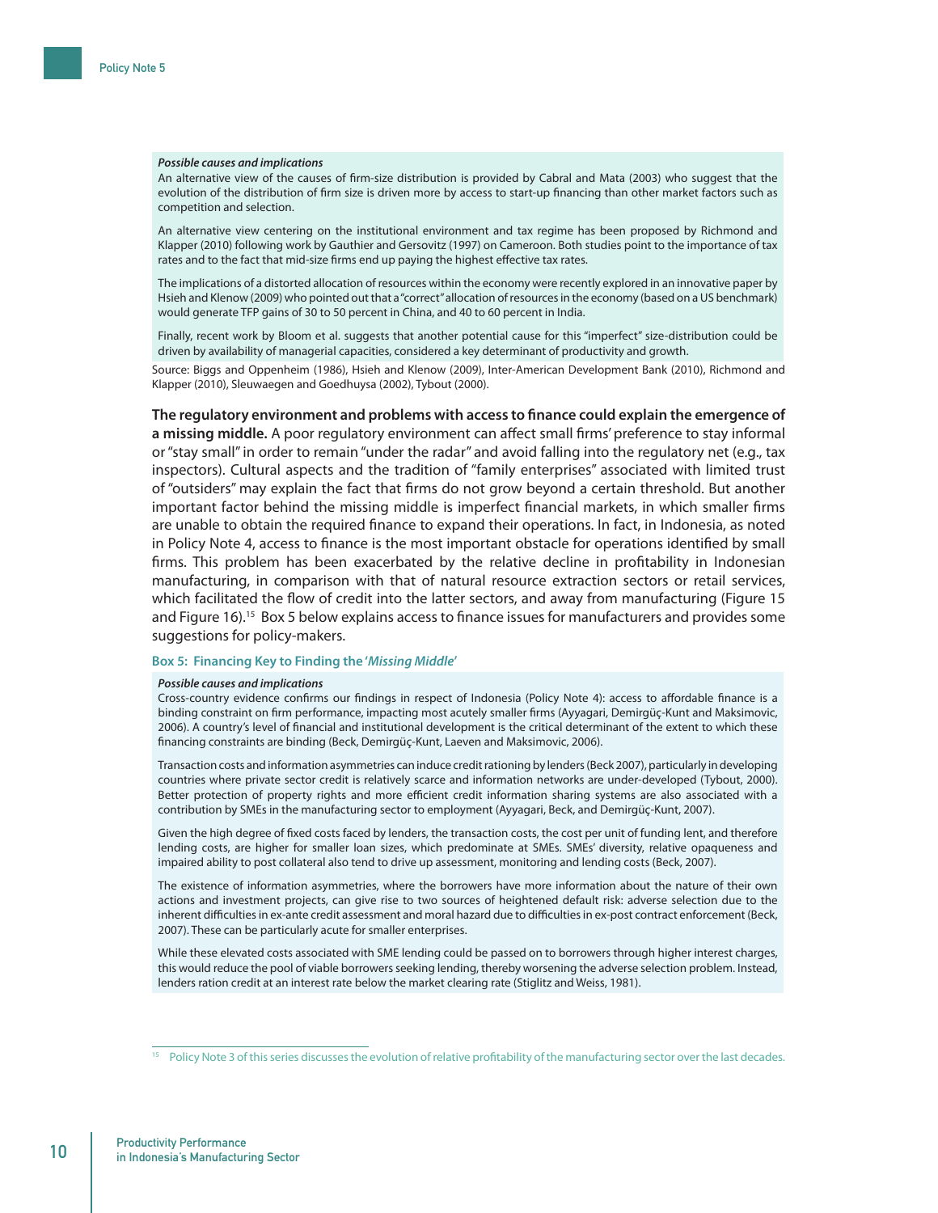***Possible causes and implications***

An alternative view of the causes of firm-size distribution is provided by Cabral and Mata (2003) who suggest that the evolution of the distribution of firm size is driven more by access to start-up financing than other market factors such as competition and selection.

An alternative view centering on the institutional environment and tax regime has been proposed by Richmond and Klapper (2010) following work by Gauthier and Gersovitz (1997) on Cameroon. Both studies point to the importance of tax rates and to the fact that mid-size firms end up paying the highest effective tax rates.

The implications of a distorted allocation of resources within the economy were recently explored in an innovative paper by Hsieh and Klenow (2009) who pointed out that a "correct" allocation of resources in the economy (based on a US benchmark) would generate TFP gains of 30 to 50 percent in China, and 40 to 60 percent in India.

Finally, recent work by Bloom et al. suggests that another potential cause for this "imperfect" size-distribution could be driven by availability of managerial capacities, considered a key determinant of productivity and growth.

Source: Biggs and Oppenheim (1986), Hsieh and Klenow (2009), Inter-American Development Bank (2010), Richmond and Klapper (2010), Sleuwaegen and Goedhuysa (2002), Tybout (2000).

**The regulatory environment and problems with access to finance could explain the emergence of a missing middle.** A poor regulatory environment can affect small firms' preference to stay informal or "stay small" in order to remain "under the radar" and avoid falling into the regulatory net (e.g., tax inspectors). Cultural aspects and the tradition of "family enterprises" associated with limited trust of "outsiders" may explain the fact that firms do not grow beyond a certain threshold. But another important factor behind the missing middle is imperfect financial markets, in which smaller firms are unable to obtain the required finance to expand their operations. In fact, in Indonesia, as noted in Policy Note 4, access to finance is the most important obstacle for operations identified by small firms. This problem has been exacerbated by the relative decline in profitability in Indonesian manufacturing, in comparison with that of natural resource extraction sectors or retail services, which facilitated the flow of credit into the latter sectors, and away from manufacturing (Figure 15 and Figure 16).[15] Box 5 below explains access to finance issues for manufacturers and provides some suggestions for policy-makers.

### Box 5: Financing Key to Finding the '*Missing Middle*'

***Possible causes and implications***

Cross-country evidence confirms our findings in respect of Indonesia (Policy Note 4): access to affordable finance is a binding constraint on firm performance, impacting most acutely smaller firms (Ayyagari, Demirgüç-Kunt and Maksimovic, 2006). A country's level of financial and institutional development is the critical determinant of the extent to which these financing constraints are binding (Beck, Demirgüç-Kunt, Laeven and Maksimovic, 2006).

Transaction costs and information asymmetries can induce credit rationing by lenders (Beck 2007), particularly in developing countries where private sector credit is relatively scarce and information networks are under-developed (Tybout, 2000). Better protection of property rights and more efficient credit information sharing systems are also associated with a contribution by SMEs in the manufacturing sector to employment (Ayyagari, Beck, and Demirgüç-Kunt, 2007).

Given the high degree of fixed costs faced by lenders, the transaction costs, the cost per unit of funding lent, and therefore lending costs, are higher for smaller loan sizes, which predominate at SMEs. SMEs' diversity, relative opaqueness and impaired ability to post collateral also tend to drive up assessment, monitoring and lending costs (Beck, 2007).

The existence of information asymmetries, where the borrowers have more information about the nature of their own actions and investment projects, can give rise to two sources of heightened default risk: adverse selection due to the inherent difficulties in ex-ante credit assessment and moral hazard due to difficulties in ex-post contract enforcement (Beck, 2007). These can be particularly acute for smaller enterprises.

While these elevated costs associated with SME lending could be passed on to borrowers through higher interest charges, this would reduce the pool of viable borrowers seeking lending, thereby worsening the adverse selection problem. Instead, lenders ration credit at an interest rate below the market clearing rate (Stiglitz and Weiss, 1981).

[15] Policy Note 3 of this series discusses the evolution of relative profitability of the manufacturing sector over the last decades.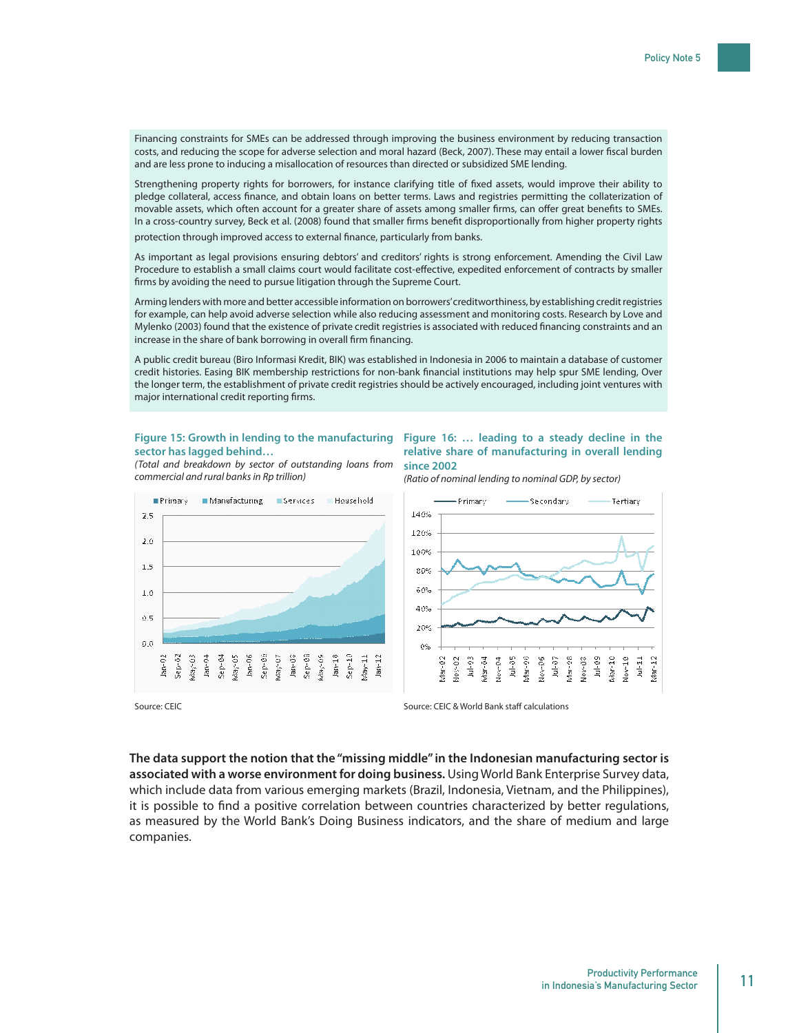Financing constraints for SMEs can be addressed through improving the business environment by reducing transaction costs, and reducing the scope for adverse selection and moral hazard (Beck, 2007). These may entail a lower fiscal burden and are less prone to inducing a misallocation of resources than directed or subsidized SME lending.

Strengthening property rights for borrowers, for instance clarifying title of fixed assets, would improve their ability to pledge collateral, access finance, and obtain loans on better terms. Laws and registries permitting the collaterization of movable assets, which often account for a greater share of assets among smaller firms, can offer great benefits to SMEs. In a cross-country survey, Beck et al. (2008) found that smaller firms benefit disproportionally from higher property rights protection through improved access to external finance, particularly from banks.

As important as legal provisions ensuring debtors' and creditors' rights is strong enforcement. Amending the Civil Law Procedure to establish a small claims court would facilitate cost-effective, expedited enforcement of contracts by smaller firms by avoiding the need to pursue litigation through the Supreme Court.

Arming lenders with more and better accessible information on borrowers' creditworthiness, by establishing credit registries for example, can help avoid adverse selection while also reducing assessment and monitoring costs. Research by Love and Mylenko (2003) found that the existence of private credit registries is associated with reduced financing constraints and an increase in the share of bank borrowing in overall firm financing.

A public credit bureau (Biro Informasi Kredit, BIK) was established in Indonesia in 2006 to maintain a database of customer credit histories. Easing BIK membership restrictions for non-bank financial institutions may help spur SME lending, Over the longer term, the establishment of private credit registries should be actively encouraged, including joint ventures with major international credit reporting firms.

**Figure 15: Growth in lending to the manufacturing sector has lagged behind…**

*(Total and breakdown by sector of outstanding loans from commercial and rural banks in Rp trillion)*

Primary, Manufacturing, Services, Household

2.5
2.0
1.5
1.0
0.5
0.0

Jan-02, Sep-02, May-03, Jan-04, Sep-04, May-05, Jan-06, Sep-06, May-07, Jan-08, Sep-08, May-09, Jan-10, Sep-10, May-11, Jan-12

Source: CEIC

**Figure 16: … leading to a steady decline in the relative share of manufacturing in overall lending since 2002**

*(Ratio of nominal lending to nominal GDP, by sector)*

Primary, Secondary, Tertiary

140%
120%
100%
80%
60%
40%
20%
0%

Mar-02, Nov-02, Jul-03, Mar-04, Nov-04, Jul-05, Mar-06, Nov-06, Jul-07, Mar-08, Nov-08, Jul-09, Mar-10, Nov-10, Jul-11, Mar-12

Source: CEIC & World Bank staff calculations

**The data support the notion that the "missing middle" in the Indonesian manufacturing sector is associated with a worse environment for doing business.** Using World Bank Enterprise Survey data, which include data from various emerging markets (Brazil, Indonesia, Vietnam, and the Philippines), it is possible to find a positive correlation between countries characterized by better regulations, as measured by the World Bank's Doing Business indicators, and the share of medium and large companies.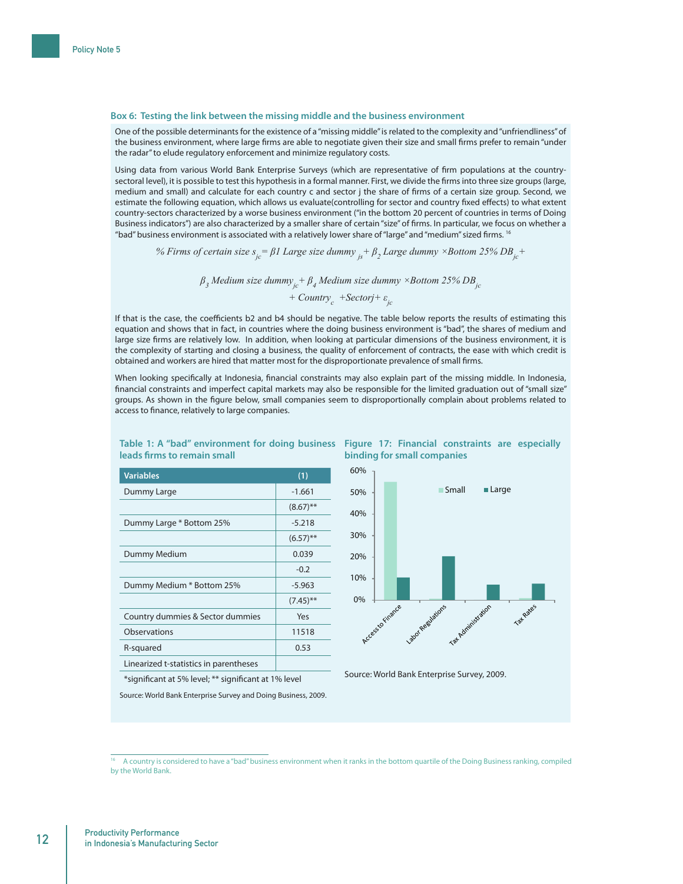### Box 6: Testing the link between the missing middle and the business environment

One of the possible determinants for the existence of a "missing middle" is related to the complexity and "unfriendliness" of the business environment, where large firms are able to negotiate given their size and small firms prefer to remain "under the radar" to elude regulatory enforcement and minimize regulatory costs.

Using data from various World Bank Enterprise Surveys (which are representative of firm populations at the country-sectoral level), it is possible to test this hypothesis in a formal manner. First, we divide the firms into three size groups (large, medium and small) and calculate for each country c and sector j the share of firms of a certain size group. Second, we estimate the following equation, which allows us evaluate(controlling for sector and country fixed effects) to what extent country-sectors characterized by a worse business environment ("in the bottom 20 percent of countries in terms of Doing Business indicators") are also characterized by a smaller share of certain "size" of firms. In particular, we focus on whether a "bad" business environment is associated with a relatively lower share of "large" and "medium" sized firms. [16]

$$\%\ Firms\ of\ certain\ size\ s_{jc} = \beta 1\ Large\ size\ dummy_{js} + \beta_2\ Large\ dummy \times Bottom\ 25\%\ DB_{jc} +$$

$$\beta_3\ Medium\ size\ dummy_{jc} + \beta_4\ Medium\ size\ dummy \times Bottom\ 25\%\ DB_{jc}$$
$$+\ Country_c\ + Sectorj + \varepsilon_{jc}$$

If that is the case, the coefficients b2 and b4 should be negative. The table below reports the results of estimating this equation and shows that in fact, in countries where the doing business environment is "bad", the shares of medium and large size firms are relatively low. In addition, when looking at particular dimensions of the business environment, it is the complexity of starting and closing a business, the quality of enforcement of contracts, the ease with which credit is obtained and workers are hired that matter most for the disproportionate prevalence of small firms.

When looking specifically at Indonesia, financial constraints may also explain part of the missing middle. In Indonesia, financial constraints and imperfect capital markets may also be responsible for the limited graduation out of "small size" groups. As shown in the figure below, small companies seem to disproportionally complain about problems related to access to finance, relatively to large companies.

**Table 1: A "bad" environment for doing business leads firms to remain small**

| Variables | (1) |
|---|---|
| Dummy Large | -1.661 |
| | (8.67)** |
| Dummy Large * Bottom 25% | -5.218 |
| | (6.57)** |
| Dummy Medium | 0.039 |
| | -0.2 |
| Dummy Medium * Bottom 25% | -5.963 |
| | (7.45)** |
| Country dummies & Sector dummies | Yes |
| Observations | 11518 |
| R-squared | 0.53 |
| Linearized t-statistics in parentheses | |

*significant at 5% level; ** significant at 1% level

Source: World Bank Enterprise Survey and Doing Business, 2009.

**Figure 17: Financial constraints are especially binding for small companies**

60%
50%
40%
30%
20%
10%
0%
Small
Large
Access to Finance
Labor Regulations
Tax Administration
Tax Rates

Source: World Bank Enterprise Survey, 2009.

[16] A country is considered to have a "bad" business environment when it ranks in the bottom quartile of the Doing Business ranking, compiled by the World Bank.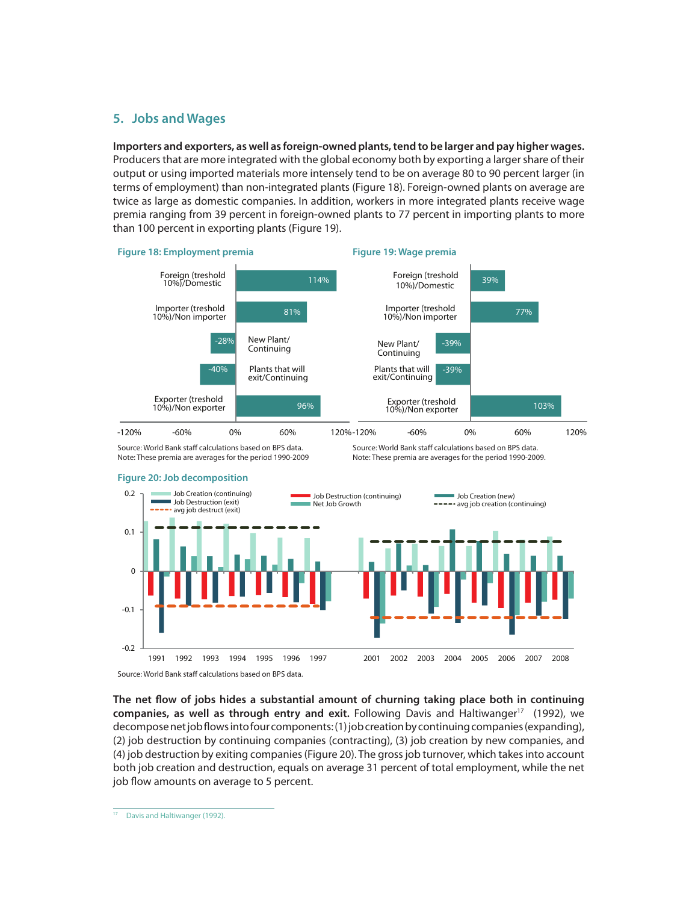## 5. Jobs and Wages

**Importers and exporters, as well as foreign-owned plants, tend to be larger and pay higher wages.** Producers that are more integrated with the global economy both by exporting a larger share of their output or using imported materials more intensely tend to be on average 80 to 90 percent larger (in terms of employment) than non-integrated plants (Figure 18). Foreign-owned plants on average are twice as large as domestic companies. In addition, workers in more integrated plants receive wage premia ranging from 39 percent in foreign-owned plants to 77 percent in importing plants to more than 100 percent in exporting plants (Figure 19).

**Figure 18: Employment premia**

Foreign (treshold 10%)/Domestic
114%
Importer (treshold 10%)/Non importer
81%
New Plant/ Continuing
-28%
Plants that will exit/Continuing
-40%
Exporter (treshold 10%)/Non exporter
96%

-120% -60% 0% 60% 120%

Source: World Bank staff calculations based on BPS data.
Note: These premia are averages for the period 1990-2009

**Figure 19: Wage premia**

Foreign (treshold 10%)/Domestic
39%
Importer (treshold 10%)/Non importer
77%
New Plant/ Continuing
-39%
Plants that will exit/Continuing
-39%
Exporter (treshold 10%)/Non exporter
103%

-120% -60% 0% 60% 120%

Source: World Bank staff calculations based on BPS data.
Note: These premia are averages for the period 1990-2009.

**Figure 20: Job decomposition**

Job Creation (continuing)
Job Destruction (exit)
avg job destruct (exit)
Job Destruction (continuing)
Net Job Growth
Job Creation (new)
avg job creation (continuing)

0.2
0.1
0
-0.1
-0.2

1991 1992 1993 1994 1995 1996 1997 2001 2002 2003 2004 2005 2006 2007 2008

Source: World Bank staff calculations based on BPS data.

**The net flow of jobs hides a substantial amount of churning taking place both in continuing companies, as well as through entry and exit.** Following Davis and Haltiwanger[17] (1992), we decompose net job flows into four components: (1) job creation by continuing companies (expanding), (2) job destruction by continuing companies (contracting), (3) job creation by new companies, and (4) job destruction by exiting companies (Figure 20). The gross job turnover, which takes into account both job creation and destruction, equals on average 31 percent of total employment, while the net job flow amounts on average to 5 percent.

[17] Davis and Haltiwanger (1992).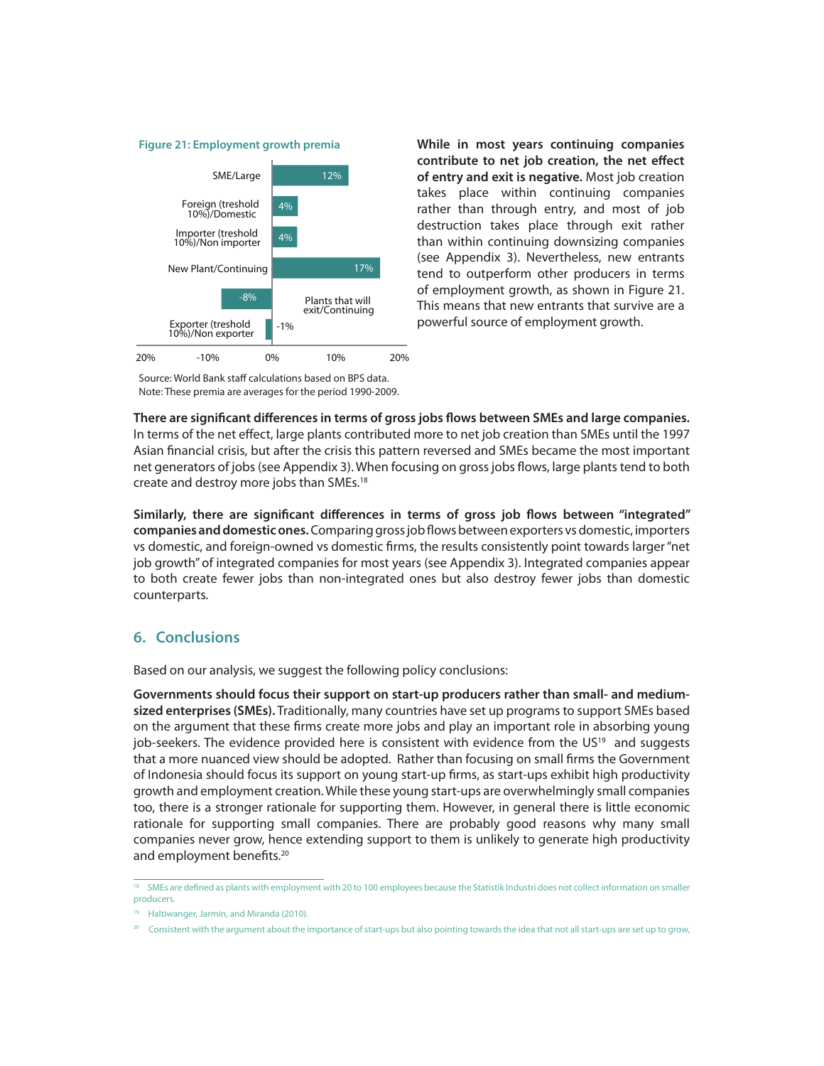**Figure 21: Employment growth premia**

SME/Large 12%

Foreign (treshold 10%)/Domestic 4%

Importer (treshold 10%)/Non importer 4%

New Plant/Continuing 17%

-8% Plants that will exit/Continuing

Exporter (treshold 10%)/Non exporter -1%

20% -10% 0% 10% 20%

Source: World Bank staff calculations based on BPS data.
Note: These premia are averages for the period 1990-2009.

**While in most years continuing companies contribute to net job creation, the net effect of entry and exit is negative.** Most job creation takes place within continuing companies rather than through entry, and most of job destruction takes place through exit rather than within continuing downsizing companies (see Appendix 3). Nevertheless, new entrants tend to outperform other producers in terms of employment growth, as shown in Figure 21. This means that new entrants that survive are a powerful source of employment growth.

**There are significant differences in terms of gross jobs flows between SMEs and large companies.** In terms of the net effect, large plants contributed more to net job creation than SMEs until the 1997 Asian financial crisis, but after the crisis this pattern reversed and SMEs became the most important net generators of jobs (see Appendix 3). When focusing on gross jobs flows, large plants tend to both create and destroy more jobs than SMEs.[18]

**Similarly, there are significant differences in terms of gross job flows between "integrated" companies and domestic ones.** Comparing gross job flows between exporters vs domestic, importers vs domestic, and foreign-owned vs domestic firms, the results consistently point towards larger "net job growth" of integrated companies for most years (see Appendix 3). Integrated companies appear to both create fewer jobs than non-integrated ones but also destroy fewer jobs than domestic counterparts.

## 6. Conclusions

Based on our analysis, we suggest the following policy conclusions:

**Governments should focus their support on start-up producers rather than small- and medium-sized enterprises (SMEs).** Traditionally, many countries have set up programs to support SMEs based on the argument that these firms create more jobs and play an important role in absorbing young job-seekers. The evidence provided here is consistent with evidence from the US[19] and suggests that a more nuanced view should be adopted. Rather than focusing on small firms the Government of Indonesia should focus its support on young start-up firms, as start-ups exhibit high productivity growth and employment creation. While these young start-ups are overwhelmingly small companies too, there is a stronger rationale for supporting them. However, in general there is little economic rationale for supporting small companies. There are probably good reasons why many small companies never grow, hence extending support to them is unlikely to generate high productivity and employment benefits.[20]

[18] SMEs are defined as plants with employment with 20 to 100 employees because the Statistik Industri does not collect information on smaller producers.

[19] Haltiwanger, Jarmin, and Miranda (2010).

[20] Consistent with the argument about the importance of start-ups but also pointing towards the idea that not all start-ups are set up to grow,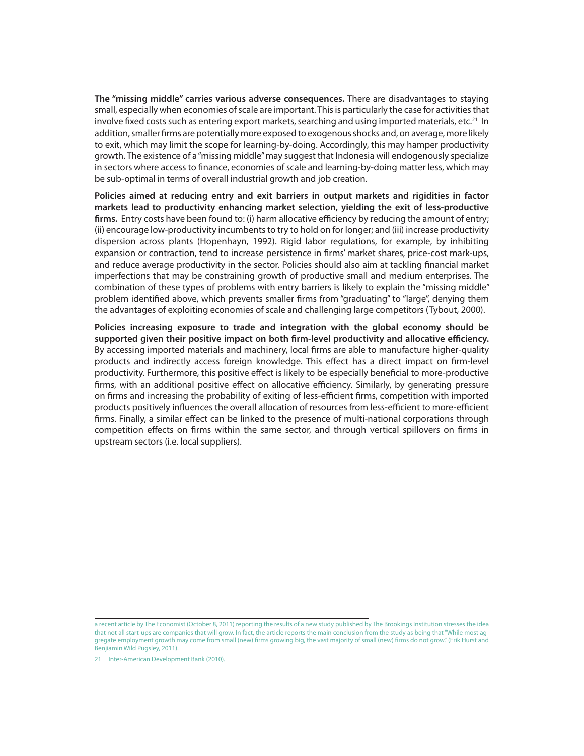**The "missing middle" carries various adverse consequences.** There are disadvantages to staying small, especially when economies of scale are important. This is particularly the case for activities that involve fixed costs such as entering export markets, searching and using imported materials, etc.[21] In addition, smaller firms are potentially more exposed to exogenous shocks and, on average, more likely to exit, which may limit the scope for learning-by-doing. Accordingly, this may hamper productivity growth. The existence of a "missing middle" may suggest that Indonesia will endogenously specialize in sectors where access to finance, economies of scale and learning-by-doing matter less, which may be sub-optimal in terms of overall industrial growth and job creation.

**Policies aimed at reducing entry and exit barriers in output markets and rigidities in factor markets lead to productivity enhancing market selection, yielding the exit of less-productive firms.** Entry costs have been found to: (i) harm allocative efficiency by reducing the amount of entry; (ii) encourage low-productivity incumbents to try to hold on for longer; and (iii) increase productivity dispersion across plants (Hopenhayn, 1992). Rigid labor regulations, for example, by inhibiting expansion or contraction, tend to increase persistence in firms' market shares, price-cost mark-ups, and reduce average productivity in the sector. Policies should also aim at tackling financial market imperfections that may be constraining growth of productive small and medium enterprises. The combination of these types of problems with entry barriers is likely to explain the "missing middle" problem identified above, which prevents smaller firms from "graduating" to "large", denying them the advantages of exploiting economies of scale and challenging large competitors (Tybout, 2000).

**Policies increasing exposure to trade and integration with the global economy should be supported given their positive impact on both firm-level productivity and allocative efficiency.** By accessing imported materials and machinery, local firms are able to manufacture higher-quality products and indirectly access foreign knowledge. This effect has a direct impact on firm-level productivity. Furthermore, this positive effect is likely to be especially beneficial to more-productive firms, with an additional positive effect on allocative efficiency. Similarly, by generating pressure on firms and increasing the probability of exiting of less-efficient firms, competition with imported products positively influences the overall allocation of resources from less-efficient to more-efficient firms. Finally, a similar effect can be linked to the presence of multi-national corporations through competition effects on firms within the same sector, and through vertical spillovers on firms in upstream sectors (i.e. local suppliers).

---

a recent article by The Economist (October 8, 2011) reporting the results of a new study published by The Brookings Institution stresses the idea that not all start-ups are companies that will grow. In fact, the article reports the main conclusion from the study as being that "While most aggregate employment growth may come from small (new) firms growing big, the vast majority of small (new) firms do not grow." (Erik Hurst and Benjiamin Wild Pugsley, 2011).

21 Inter-American Development Bank (2010).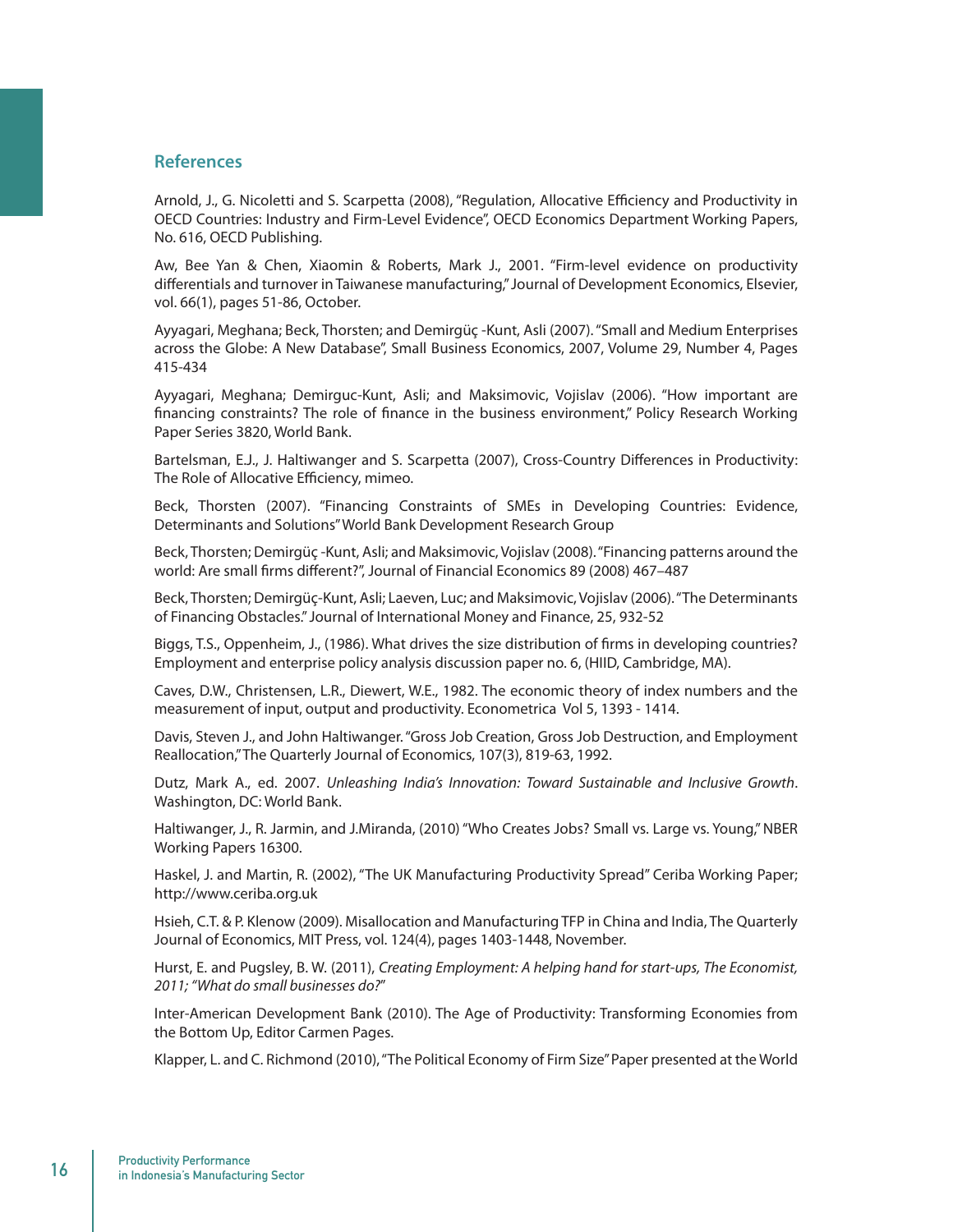## References

Arnold, J., G. Nicoletti and S. Scarpetta (2008), "Regulation, Allocative Efficiency and Productivity in OECD Countries: Industry and Firm-Level Evidence", OECD Economics Department Working Papers, No. 616, OECD Publishing.

Aw, Bee Yan & Chen, Xiaomin & Roberts, Mark J., 2001. "Firm-level evidence on productivity differentials and turnover in Taiwanese manufacturing," Journal of Development Economics, Elsevier, vol. 66(1), pages 51-86, October.

Ayyagari, Meghana; Beck, Thorsten; and Demirgüç -Kunt, Asli (2007). "Small and Medium Enterprises across the Globe: A New Database", Small Business Economics, 2007, Volume 29, Number 4, Pages 415-434

Ayyagari, Meghana; Demirguc-Kunt, Asli; and Maksimovic, Vojislav (2006). "How important are financing constraints? The role of finance in the business environment," Policy Research Working Paper Series 3820, World Bank.

Bartelsman, E.J., J. Haltiwanger and S. Scarpetta (2007), Cross-Country Differences in Productivity: The Role of Allocative Efficiency, mimeo.

Beck, Thorsten (2007). "Financing Constraints of SMEs in Developing Countries: Evidence, Determinants and Solutions" World Bank Development Research Group

Beck, Thorsten; Demirgüç -Kunt, Asli; and Maksimovic, Vojislav (2008). "Financing patterns around the world: Are small firms different?", Journal of Financial Economics 89 (2008) 467–487

Beck, Thorsten; Demirgüç-Kunt, Asli; Laeven, Luc; and Maksimovic, Vojislav (2006). "The Determinants of Financing Obstacles." Journal of International Money and Finance, 25, 932-52

Biggs, T.S., Oppenheim, J., (1986). What drives the size distribution of firms in developing countries? Employment and enterprise policy analysis discussion paper no. 6, (HIID, Cambridge, MA).

Caves, D.W., Christensen, L.R., Diewert, W.E., 1982. The economic theory of index numbers and the measurement of input, output and productivity. Econometrica Vol 5, 1393 - 1414.

Davis, Steven J., and John Haltiwanger. "Gross Job Creation, Gross Job Destruction, and Employment Reallocation," The Quarterly Journal of Economics, 107(3), 819-63, 1992.

Dutz, Mark A., ed. 2007. *Unleashing India's Innovation: Toward Sustainable and Inclusive Growth*. Washington, DC: World Bank.

Haltiwanger, J., R. Jarmin, and J.Miranda, (2010) "Who Creates Jobs? Small vs. Large vs. Young," NBER Working Papers 16300.

Haskel, J. and Martin, R. (2002), "The UK Manufacturing Productivity Spread" Ceriba Working Paper; http://www.ceriba.org.uk

Hsieh, C.T. & P. Klenow (2009). Misallocation and Manufacturing TFP in China and India, The Quarterly Journal of Economics, MIT Press, vol. 124(4), pages 1403-1448, November.

Hurst, E. and Pugsley, B. W. (2011), *Creating Employment: A helping hand for start-ups, The Economist, 2011; "What do small businesses do?"*

Inter-American Development Bank (2010). The Age of Productivity: Transforming Economies from the Bottom Up, Editor Carmen Pages.

Klapper, L. and C. Richmond (2010), "The Political Economy of Firm Size" Paper presented at the World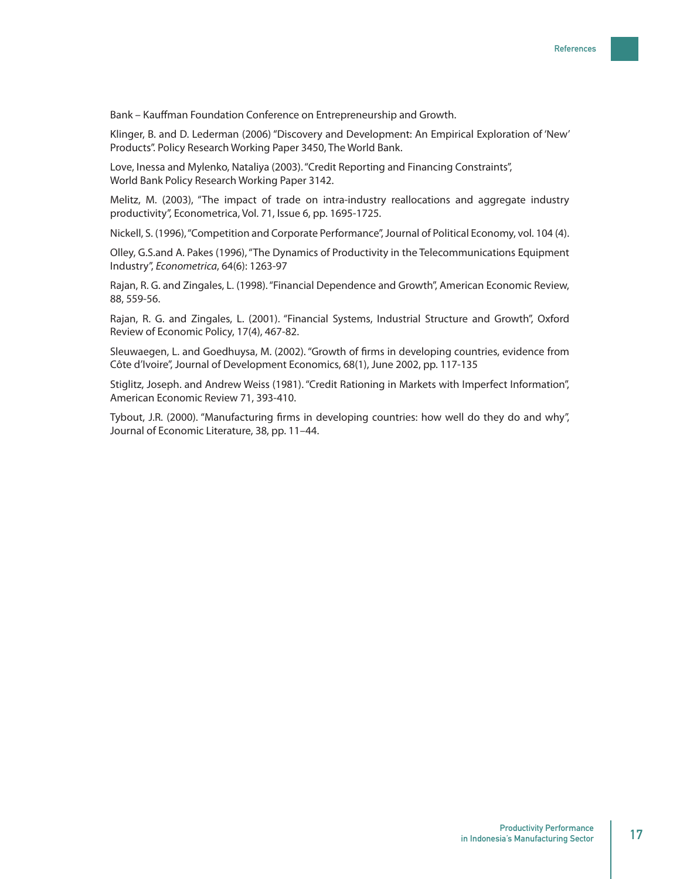Bank – Kauffman Foundation Conference on Entrepreneurship and Growth.

Klinger, B. and D. Lederman (2006) "Discovery and Development: An Empirical Exploration of 'New' Products". Policy Research Working Paper 3450, The World Bank.

Love, Inessa and Mylenko, Nataliya (2003). "Credit Reporting and Financing Constraints", World Bank Policy Research Working Paper 3142.

Melitz, M. (2003), "The impact of trade on intra-industry reallocations and aggregate industry productivity", Econometrica, Vol. 71, Issue 6, pp. 1695-1725.

Nickell, S. (1996), "Competition and Corporate Performance", Journal of Political Economy, vol. 104 (4).

Olley, G.S.and A. Pakes (1996), "The Dynamics of Productivity in the Telecommunications Equipment Industry", *Econometrica*, 64(6): 1263-97

Rajan, R. G. and Zingales, L. (1998). "Financial Dependence and Growth", American Economic Review, 88, 559-56.

Rajan, R. G. and Zingales, L. (2001). "Financial Systems, Industrial Structure and Growth", Oxford Review of Economic Policy, 17(4), 467-82.

Sleuwaegen, L. and Goedhuysa, M. (2002). "Growth of firms in developing countries, evidence from Côte d'Ivoire", Journal of Development Economics, 68(1), June 2002, pp. 117-135

Stiglitz, Joseph. and Andrew Weiss (1981). "Credit Rationing in Markets with Imperfect Information", American Economic Review 71, 393-410.

Tybout, J.R. (2000). "Manufacturing firms in developing countries: how well do they do and why", Journal of Economic Literature, 38, pp. 11–44.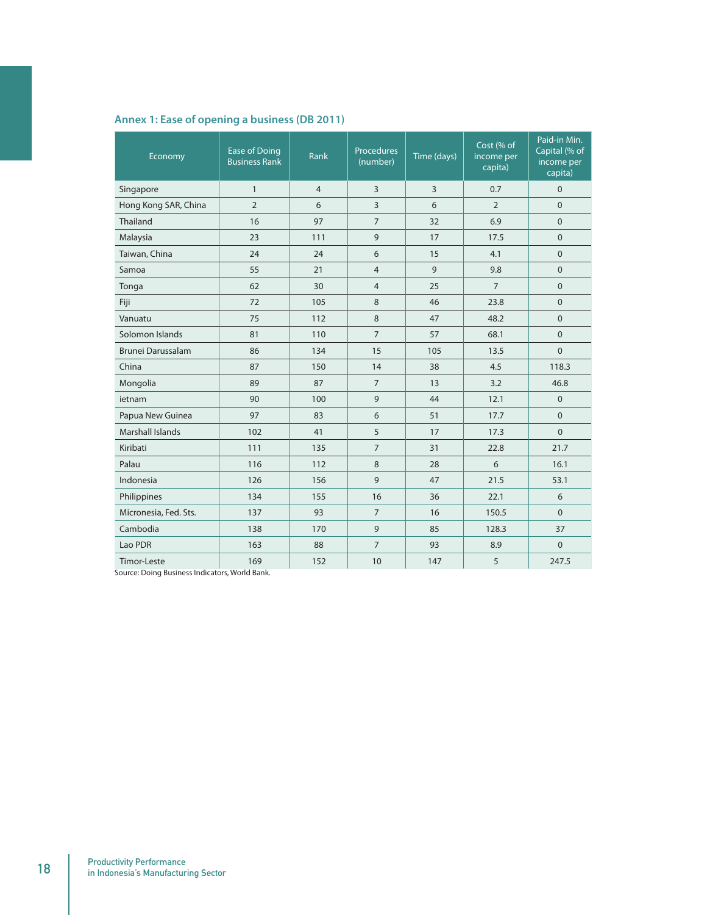### Annex 1: Ease of opening a business (DB 2011)

| Economy | Ease of Doing Business Rank | Rank | Procedures (number) | Time (days) | Cost (% of income per capita) | Paid-in Min. Capital (% of income per capita) |
|---|---|---|---|---|---|---|
| Singapore | 1 | 4 | 3 | 3 | 0.7 | 0 |
| Hong Kong SAR, China | 2 | 6 | 3 | 6 | 2 | 0 |
| Thailand | 16 | 97 | 7 | 32 | 6.9 | 0 |
| Malaysia | 23 | 111 | 9 | 17 | 17.5 | 0 |
| Taiwan, China | 24 | 24 | 6 | 15 | 4.1 | 0 |
| Samoa | 55 | 21 | 4 | 9 | 9.8 | 0 |
| Tonga | 62 | 30 | 4 | 25 | 7 | 0 |
| Fiji | 72 | 105 | 8 | 46 | 23.8 | 0 |
| Vanuatu | 75 | 112 | 8 | 47 | 48.2 | 0 |
| Solomon Islands | 81 | 110 | 7 | 57 | 68.1 | 0 |
| Brunei Darussalam | 86 | 134 | 15 | 105 | 13.5 | 0 |
| China | 87 | 150 | 14 | 38 | 4.5 | 118.3 |
| Mongolia | 89 | 87 | 7 | 13 | 3.2 | 46.8 |
| ietnam | 90 | 100 | 9 | 44 | 12.1 | 0 |
| Papua New Guinea | 97 | 83 | 6 | 51 | 17.7 | 0 |
| Marshall Islands | 102 | 41 | 5 | 17 | 17.3 | 0 |
| Kiribati | 111 | 135 | 7 | 31 | 22.8 | 21.7 |
| Palau | 116 | 112 | 8 | 28 | 6 | 16.1 |
| Indonesia | 126 | 156 | 9 | 47 | 21.5 | 53.1 |
| Philippines | 134 | 155 | 16 | 36 | 22.1 | 6 |
| Micronesia, Fed. Sts. | 137 | 93 | 7 | 16 | 150.5 | 0 |
| Cambodia | 138 | 170 | 9 | 85 | 128.3 | 37 |
| Lao PDR | 163 | 88 | 7 | 93 | 8.9 | 0 |
| Timor-Leste | 169 | 152 | 10 | 147 | 5 | 247.5 |

Source: Doing Business Indicators, World Bank.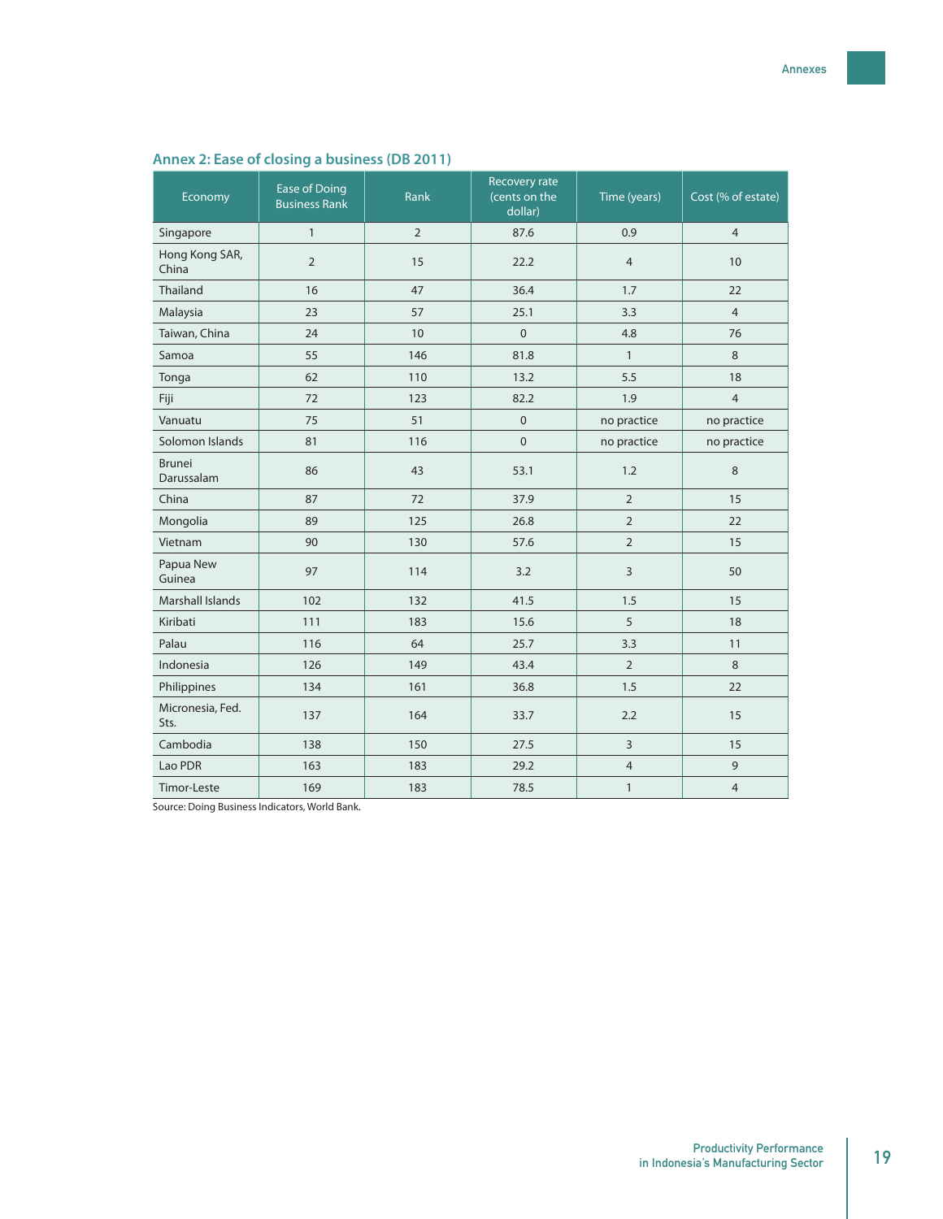## Annex 2: Ease of closing a business (DB 2011)

| Economy | Ease of Doing Business Rank | Rank | Recovery rate (cents on the dollar) | Time (years) | Cost (% of estate) |
|---|---|---|---|---|---|
| Singapore | 1 | 2 | 87.6 | 0.9 | 4 |
| Hong Kong SAR, China | 2 | 15 | 22.2 | 4 | 10 |
| Thailand | 16 | 47 | 36.4 | 1.7 | 22 |
| Malaysia | 23 | 57 | 25.1 | 3.3 | 4 |
| Taiwan, China | 24 | 10 | 0 | 4.8 | 76 |
| Samoa | 55 | 146 | 81.8 | 1 | 8 |
| Tonga | 62 | 110 | 13.2 | 5.5 | 18 |
| Fiji | 72 | 123 | 82.2 | 1.9 | 4 |
| Vanuatu | 75 | 51 | 0 | no practice | no practice |
| Solomon Islands | 81 | 116 | 0 | no practice | no practice |
| Brunei Darussalam | 86 | 43 | 53.1 | 1.2 | 8 |
| China | 87 | 72 | 37.9 | 2 | 15 |
| Mongolia | 89 | 125 | 26.8 | 2 | 22 |
| Vietnam | 90 | 130 | 57.6 | 2 | 15 |
| Papua New Guinea | 97 | 114 | 3.2 | 3 | 50 |
| Marshall Islands | 102 | 132 | 41.5 | 1.5 | 15 |
| Kiribati | 111 | 183 | 15.6 | 5 | 18 |
| Palau | 116 | 64 | 25.7 | 3.3 | 11 |
| Indonesia | 126 | 149 | 43.4 | 2 | 8 |
| Philippines | 134 | 161 | 36.8 | 1.5 | 22 |
| Micronesia, Fed. Sts. | 137 | 164 | 33.7 | 2.2 | 15 |
| Cambodia | 138 | 150 | 27.5 | 3 | 15 |
| Lao PDR | 163 | 183 | 29.2 | 4 | 9 |
| Timor-Leste | 169 | 183 | 78.5 | 1 | 4 |

Source: Doing Business Indicators, World Bank.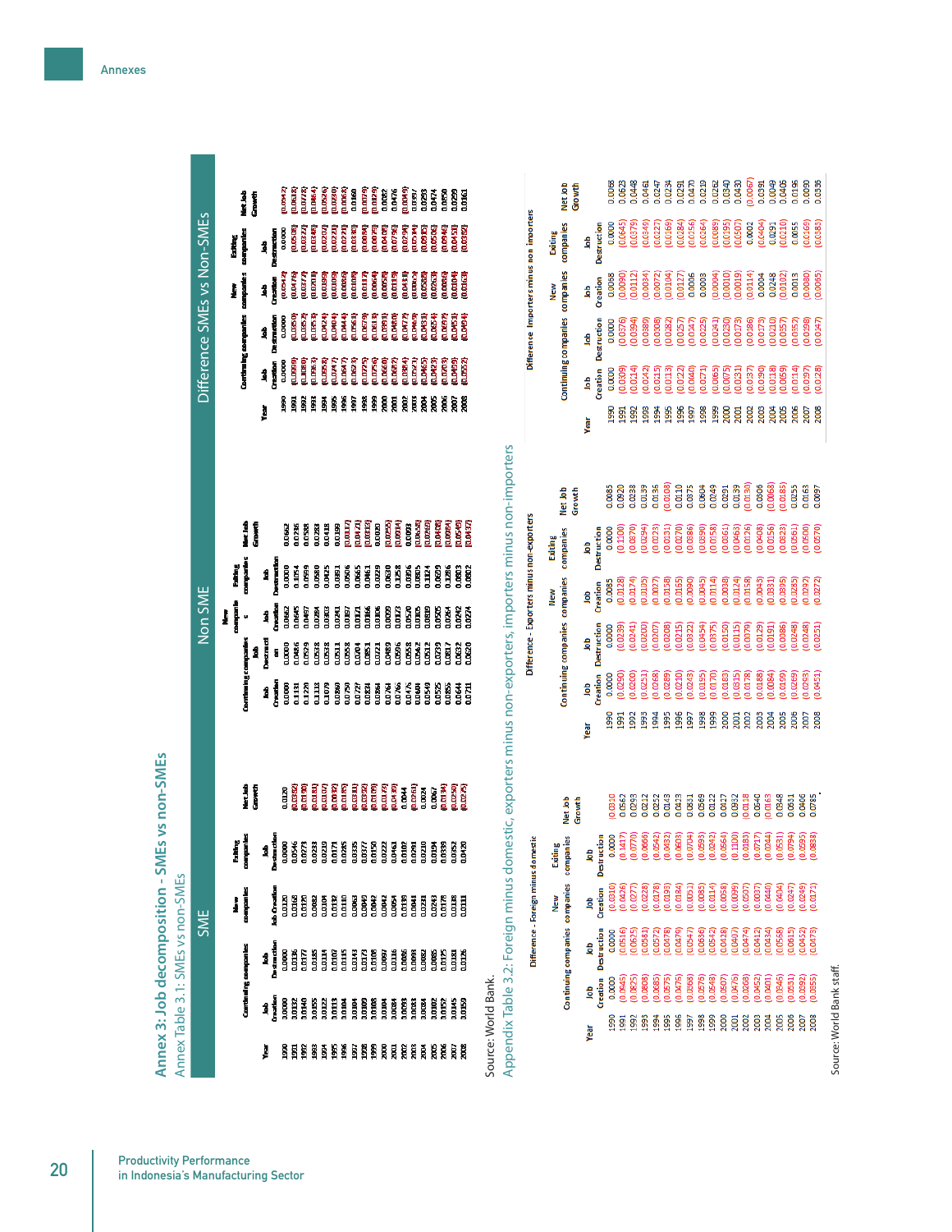## Annex 3: Job decomposition - SMEs vs non-SMEs

Annex Table 3.1: SMEs vs non-SMEs

**SME**

| Year | Continuing companies Job Creation | Continuing companies Job Destruction | New companies Job Creation | Exiting companies Job Destruction | Net Job Growth |
|---|---|---|---|---|---|
| 1990 | 0.0000 | 0.0000 | 0.0120 | 0.0000 | 0.0120 |
| 1991 | 0.0322 | 0.0136 | 0.0168 | 0.0546 | (0.0192) |
| 1992 | 0.0140 | 0.0177 | 0.0120 | 0.0273 | (0.0190) |
| 1993 | 0.0155 | 0.0185 | 0.0082 | 0.0233 | (0.0181) |
| 1994 | 0.0122 | 0.0114 | 0.0104 | 0.0219 | (0.0107) |
| 1995 | 0.0113 | 0.0107 | 0.0132 | 0.0173 | (0.0092) |
| 1996 | 0.0183 | 0.0115 | 0.0110 | 0.0205 | (0.0093) |
| 1997 | 0.0104 | 0.0143 | 0.0063 | 0.0135 | (0.0111) |
| 1998 | 0.0109 | 0.0173 | 0.0049 | 0.0377 | (0.0392) |
| 1999 | 0.0108 | 0.0108 | 0.0042 | 0.0150 | (0.0105) |
| 2000 | 0.0104 | 0.0097 | 0.0042 | 0.0222 | (0.0172) |
| 2001 | 0.0084 | 0.0116 | 0.0054 | 0.0463 | (0.0440) |
| 2002 | 0.0098 | 0.0086 | 0.0139 | 0.0107 | 0.0044 |
| 2003 | 0.0083 | 0.0088 | 0.0041 | 0.0291 | (0.0261) |
| 2004 | 0.0084 | 0.0082 | 0.0231 | 0.0210 | 0.0024 |
| 2005 | 0.0082 | 0.0085 | 0.0243 | 0.0134 | 0.0067 |
| 2006 | 0.0152 | 0.0125 | 0.0178 | 0.0339 | (0.0134) |
| 2007 | 0.0145 | 0.0183 | 0.0138 | 0.0352 | (0.0250) |
| 2008 | 0.0159 | 0.0126 | 0.0111 | 0.0420 | (0.0275) |

**Non SME**

| Year | Continuing companies Job Creation | Continuing companies Job Destruction | New companies Job Creation | Exiting companies Job Destruction | Net Job Growth |
|---|---|---|---|---|---|
| 1990 | 0.0000 | 0.0000 | 0.0662 | 0.0000 | 0.0662 |
| 1991 | 0.1131 | 0.0486 | 0.0645 | 0.1054 | 0.0236 |
| 1992 | 0.1220 | 0.0529 | 0.0497 | 0.0599 | 0.0588 |
| 1993 | 0.1112 | 0.0538 | 0.0284 | 0.0580 | 0.0283 |
| 1994 | 0.1079 | 0.0538 | 0.0303 | 0.0425 | 0.0418 |
| 1995 | 0.0860 | 0.0511 | 0.0241 | 0.0391 | 0.0199 |
| 1996 | 0.0750 | 0.0558 | 0.0197 | 0.0506 | (0.0117) |
| 1997 | 0.0727 | 0.0704 | 0.0121 | 0.0565 | (0.0421) |
| 1998 | 0.0834 | 0.0851 | 0.0166 | 0.0461 | (0.0312) |
| 1999 | 0.0864 | 0.0721 | 0.0106 | 0.0229 | 0.0020 |
| 2000 | 0.0764 | 0.0489 | 0.0099 | 0.0630 | (0.0255) |
| 2001 | 0.0766 | 0.0596 | 0.0123 | 0.1258 | (0.0934) |
| 2002 | 0.0475 | 0.0558 | 0.0540 | 0.0396 | 0.0093 |
| 2003 | 0.0606 | 0.0562 | 0.0305 | 0.0805 | (0.0458) |
| 2004 | 0.0613 | 0.0512 | 0.0809 | 0.1024 | (0.0240) |
| 2005 | 0.0540 | 0.0239 | 0.0505 | 0.0629 | (0.0408) |
| 2006 | 0.0525 | 0.0322 | 0.0264 | 0.1286 | (0.0884) |
| 2007 | 0.0644 | 0.0632 | 0.0242 | 0.0803 | (0.0549) |
| 2008 | 0.0711 | 0.0620 | 0.0274 | 0.0802 | (0.0437) |

**Difference SMEs vs Non-SMEs**

| Year | Continuing companies Job Creation | Continuing companies Job Destruction | New companies Job Creation | Exiting companies Job Destruction | Net Job Growth |
|---|---|---|---|---|---|
| 1990 | 0.0000 | 0.0000 | (0.0542) | 0.0000 | (0.0542) |
| 1991 | (0.0809) | (0.0350) | (0.0476) | (0.0508) | (0.0428) |
| 1992 | (0.1080) | (0.0352) | (0.0377) | (0.0327) | (0.0778) |
| 1993 | (0.0963) | (0.0353) | (0.0201) | (0.0348) | (0.0464) |
| 1994 | (0.0958) | (0.0424) | (0.0199) | (0.0207) | (0.0526) |
| 1995 | (0.0747) | (0.0404) | (0.0109) | (0.0221) | (0.0290) |
| 1996 | (0.0567) | (0.0444) | (0.0088) | (0.0301) | (0.0063) |
| 1997 | (0.0623) | (0.0561) | (0.0058) | (0.0430) | 0.0160 |
| 1998 | (0.0725) | (0.0678) | (0.0117) | (0.0084) | (0.0079) |
| 1999 | (0.0756) | (0.0613) | (0.0064) | (0.0079) | (0.0125) |
| 2000 | (0.0660) | (0.0391) | (0.0058) | (0.0408) | 0.0082 |
| 2001 | (0.0682) | (0.0480) | (0.0069) | (0.0795) | 0.0476 |
| 2002 | (0.1384) | (0.0472) | (0.0401) | (0.0294) | (0.0049) |
| 2003 | (0.0523) | (0.0474) | (0.0264) | (0.0514) | 0.0197 |
| 2004 | (0.0465) | (0.0431) | (0.0578) | (0.0815) | 0.0263 |
| 2005 | (0.0423) | (0.0254) | (0.0263) | (0.0506) | 0.0474 |
| 2006 | (0.0373) | (0.0697) | (0.0086) | (0.0946) | 0.0850 |
| 2007 | (0.0499) | (0.0451) | (0.0104) | (0.0451) | 0.0299 |
| 2008 | (0.0552) | (0.0494) | (0.0163) | (0.0382) | 0.0161 |

Source: World Bank.

Appendix Table 3.2: Foreign minus domestic, exporters minus non-exporters, importers minus non-importers

**Difference - Foreign minus domestic**

| Year | Continuing companies Job Creation | Continuing companies Job Destruction | New companies Job Creation | Exiting companies Job Destruction | Net Job Growth |
|---|---|---|---|---|---|
| 1990 | 0.0000 | 0.0000 | (0.0310) | 0.0000 | (0.0310) |
| 1991 | (0.1945) | (0.0516) | (0.0436) | (0.1417) | 0.0562 |
| 1992 | (0.0825) | (0.0695) | (0.0277) | (0.0770) | 0.0293 |
| 1993 | (0.0808) | (0.0581) | (0.0228) | (0.0686) | 0.0212 |
| 1994 | (0.0085) | (0.0572) | (0.0178) | (0.0542) | 0.0252 |
| 1995 | (0.0575) | (0.0478) | (0.0193) | (0.0492) | 0.0143 |
| 1996 | (0.0475) | (0.0479) | (0.0184) | (0.0603) | 0.0423 |
| 1997 | (0.0368) | (0.0547) | (0.0051) | (0.0704) | 0.0831 |
| 1998 | (0.0276) | (0.0636) | (0.0085) | (0.0593) | 0.0369 |
| 1999 | (0.0348) | (0.0542) | (0.0114) | (0.0242) | 0.0122 |
| 2000 | (0.0307) | (0.0428) | (0.0058) | (0.0564) | 0.0417 |
| 2001 | (0.0475) | (0.0407) | (0.0099) | (0.1100) | 0.0932 |
| 2002 | (0.0269) | (0.0474) | (0.0307) | (0.0183) | (0.0118) |
| 2003 | (0.0452) | (0.0412) | (0.0037) | (0.0717) | 0.0540 |
| 2004 | (0.0401) | (0.0434) | (0.0440) | (0.0244) | (0.0163) |
| 2005 | (0.0345) | (0.0568) | (0.0404) | (0.0531) | 0.0348 |
| 2006 | (0.0551) | (0.0615) | (0.0247) | (0.0794) | 0.0631 |
| 2007 | (0.0292) | (0.0452) | (0.0249) | (0.0595) | 0.0406 |
| 2008 | (0.0355) | (0.0473) | (0.0171) | (0.0833) | 0.0785 |

**Difference - Exporters minus non-exporters**

| Year | Continuing companies Job Creation | Continuing companies Job Destruction | New companies Job Creation | Exiting companies Job Destruction | Net Job Growth |
|---|---|---|---|---|---|
| 1990 | 0.0000 | 0.0000 | 0.0085 | 0.0000 | 0.0085 |
| 1991 | (0.0290) | (0.0239) | (0.0128) | (0.1100) | 0.0920 |
| 1992 | (0.0200) | (0.0241) | (0.0174) | (0.0370) | 0.0238 |
| 1993 | (0.0251) | (0.0200) | (0.0105) | (0.0294) | 0.0139 |
| 1994 | (0.0268) | (0.0207) | (0.0027) | (0.0223) | 0.0136 |
| 1995 | (0.0289) | (0.0208) | (0.0158) | (0.0231) | (0.0108) |
| 1996 | (0.0210) | (0.0215) | (0.0165) | (0.0270) | 0.0110 |
| 1997 | (0.0243) | (0.0322) | (0.0090) | (0.0386) | 0.0375 |
| 1998 | (0.0155) | (0.0454) | (0.0045) | (0.0390) | 0.0604 |
| 1999 | (0.0170) | (0.0375) | (0.0114) | (0.0158) | 0.0249 |
| 2000 | (0.0183) | (0.0150) | (0.0038) | (0.0361) | 0.0291 |
| 2001 | (0.0315) | (0.0115) | (0.0124) | (0.0463) | 0.0139 |
| 2002 | (0.0128) | (0.0079) | (0.0158) | (0.0126) | (0.0130) |
| 2003 | (0.0168) | (0.0129) | (0.0043) | (0.0408) | 0.0306 |
| 2004 | (0.0084) | (0.0191) | (0.0331) | (0.0156) | (0.0068) |
| 2005 | (0.0109) | (0.0086) | (0.0395) | (0.0323) | (0.0185) |
| 2006 | (0.0269) | (0.0248) | (0.0285) | (0.0361) | 0.0255 |
| 2007 | (0.0293) | (0.0248) | (0.0292) | (0.0500) | 0.0163 |
| 2008 | (0.0451) | (0.0251) | (0.0272) | (0.0570) | 0.0097 |

**Difference Importers minus non importers**

| Year | Continuing companies Job Creation | Continuing companies Job Destruction | New companies Job Creation | Exiting companies Job Destruction | Net Job Growth |
|---|---|---|---|---|---|
| 1990 | 0.0000 | 0.0000 | 0.0068 | 0.0000 | 0.0068 |
| 1991 | (0.0309) | (0.0376) | (0.0090) | (0.0645) | 0.0623 |
| 1992 | (0.0014) | (0.0394) | (0.0112) | (0.0379) | 0.0448 |
| 1993 | (0.0242) | (0.0389) | (0.0034) | (0.0349) | 0.0461 |
| 1994 | (0.0015) | (0.0308) | (0.0072) | (0.0227) | 0.0247 |
| 1995 | (0.0013) | (0.0182) | (0.0104) | (0.0169) | 0.0234 |
| 1996 | (0.0222) | (0.0257) | (0.0127) | (0.0284) | 0.0291 |
| 1997 | (0.0140) | (0.0147) | 0.0006 | (0.0256) | 0.0470 |
| 1998 | (0.0071) | (0.0225) | 0.0003 | (0.0264) | 0.0219 |
| 1999 | (0.0065) | (0.0241) | (0.0004) | (0.0089) | 0.0262 |
| 2000 | (0.0075) | (0.0230) | (0.0010) | (0.0195) | 0.0340 |
| 2001 | (0.0231) | (0.0173) | (0.0019) | (0.0507) | 0.0430 |
| 2002 | (0.0377) | (0.0186) | (0.0114) | 0.0002 | (0.0067) |
| 2003 | (0.0190) | (0.0173) | 0.0004 | (0.0404) | 0.0391 |
| 2004 | (0.0118) | (0.0210) | 0.0248 | 0.0291 | 0.0049 |
| 2005 | (0.0059) | (0.0357) | (0.0102) | (0.0210) | 0.0406 |
| 2006 | (0.0014) | (0.0352) | 0.0013 | 0.0055 | 0.0195 |
| 2007 | (0.0097) | (0.0398) | (0.0080) | (0.0169) | 0.0090 |
| 2008 | (0.0228) | (0.0147) | (0.0065) | (0.0383) | 0.0336 |

Source: World Bank staff.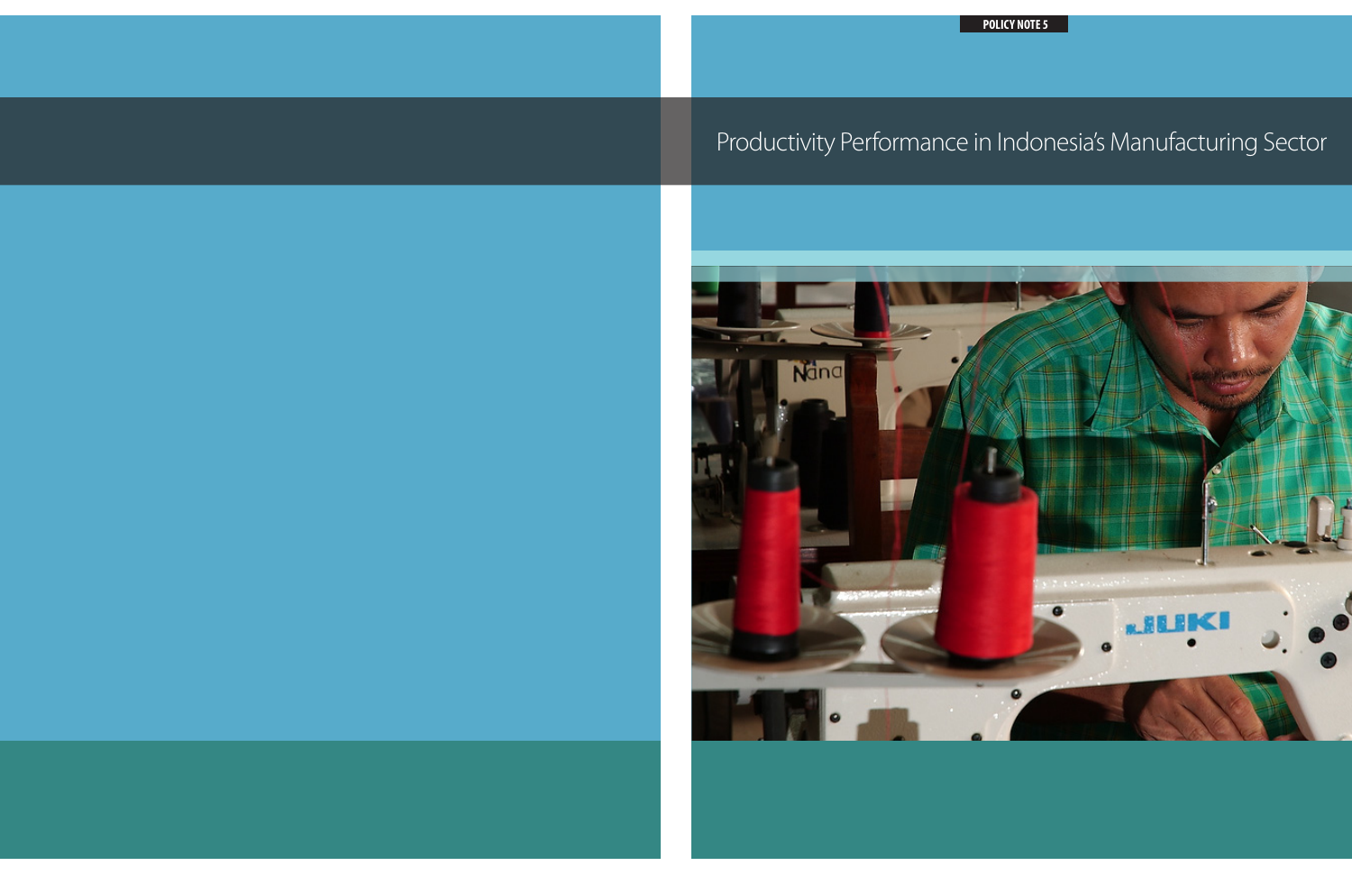POLICY NOTE 5

# Productivity Performance in Indonesia's Manufacturing Sector